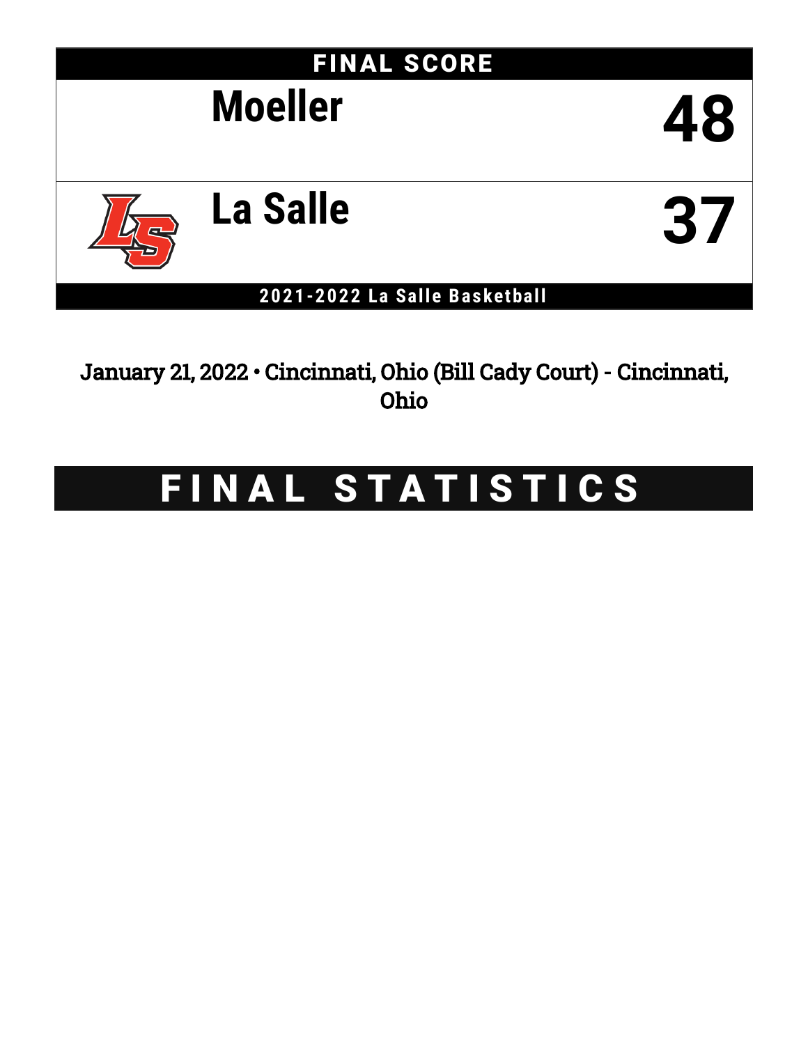## FINAL SCORE

| Team | Score |
|---|---|
| Moeller | 48 |
| La Salle | 37 |

**2021-2022 La Salle Basketball**

January 21, 2022 • Cincinnati, Ohio (Bill Cady Court) - Cincinnati, Ohio

# FINAL STATISTICS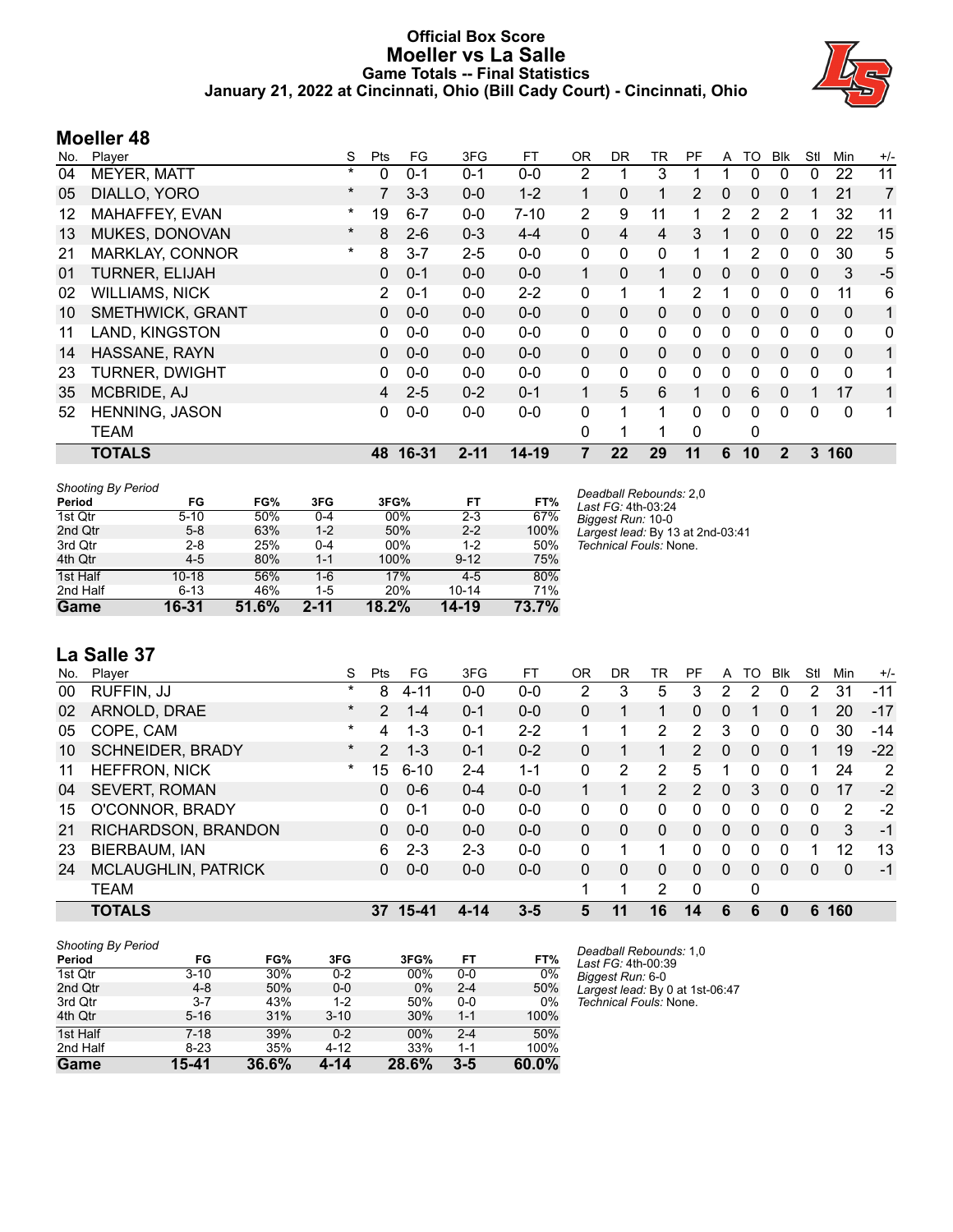# Official Box Score
## Moeller vs La Salle
### Game Totals -- Final Statistics
### January 21, 2022 at Cincinnati, Ohio (Bill Cady Court) - Cincinnati, Ohio

## Moeller 48

| No. | Player | S | Pts | FG | 3FG | FT | OR | DR | TR | PF | A | TO | Blk | Stl | Min | +/- |
|---|---|---|---|---|---|---|---|---|---|---|---|---|---|---|---|---|
| 04 | MEYER, MATT | * | 0 | 0-1 | 0-1 | 0-0 | 2 | 1 | 3 | 1 | 1 | 0 | 0 | 0 | 22 | 11 |
| 05 | DIALLO, YORO | * | 7 | 3-3 | 0-0 | 1-2 | 1 | 0 | 1 | 2 | 0 | 0 | 0 | 1 | 21 | 7 |
| 12 | MAHAFFEY, EVAN | * | 19 | 6-7 | 0-0 | 7-10 | 2 | 9 | 11 | 1 | 2 | 2 | 2 | 1 | 32 | 11 |
| 13 | MUKES, DONOVAN | * | 8 | 2-6 | 0-3 | 4-4 | 0 | 4 | 4 | 3 | 1 | 0 | 0 | 0 | 22 | 15 |
| 21 | MARKLAY, CONNOR | * | 8 | 3-7 | 2-5 | 0-0 | 0 | 0 | 0 | 1 | 1 | 2 | 0 | 0 | 30 | 5 |
| 01 | TURNER, ELIJAH | | 0 | 0-1 | 0-0 | 0-0 | 1 | 0 | 1 | 0 | 0 | 0 | 0 | 0 | 3 | -5 |
| 02 | WILLIAMS, NICK | | 2 | 0-1 | 0-0 | 2-2 | 0 | 1 | 1 | 2 | 1 | 0 | 0 | 0 | 11 | 6 |
| 10 | SMETHWICK, GRANT | | 0 | 0-0 | 0-0 | 0-0 | 0 | 0 | 0 | 0 | 0 | 0 | 0 | 0 | 0 | 1 |
| 11 | LAND, KINGSTON | | 0 | 0-0 | 0-0 | 0-0 | 0 | 0 | 0 | 0 | 0 | 0 | 0 | 0 | 0 | 0 |
| 14 | HASSANE, RAYN | | 0 | 0-0 | 0-0 | 0-0 | 0 | 0 | 0 | 0 | 0 | 0 | 0 | 0 | 0 | 1 |
| 23 | TURNER, DWIGHT | | 0 | 0-0 | 0-0 | 0-0 | 0 | 0 | 0 | 0 | 0 | 0 | 0 | 0 | 0 | 1 |
| 35 | MCBRIDE, AJ | | 4 | 2-5 | 0-2 | 0-1 | 1 | 5 | 6 | 1 | 0 | 6 | 0 | 1 | 17 | 1 |
| 52 | HENNING, JASON | | 0 | 0-0 | 0-0 | 0-0 | 0 | 1 | 1 | 0 | 0 | 0 | 0 | 0 | 0 | 1 |
| | TEAM | | | | | | 0 | 1 | 1 | 0 | | 0 | | | | |
| | **TOTALS** | | **48** | **16-31** | **2-11** | **14-19** | **7** | **22** | **29** | **11** | **6** | **10** | **2** | **3** | **160** | |

*Shooting By Period*

| Period | FG | FG% | 3FG | 3FG% | FT | FT% |
|---|---|---|---|---|---|---|
| 1st Qtr | 5-10 | 50% | 0-4 | 00% | 2-3 | 67% |
| 2nd Qtr | 5-8 | 63% | 1-2 | 50% | 2-2 | 100% |
| 3rd Qtr | 2-8 | 25% | 0-4 | 00% | 1-2 | 50% |
| 4th Qtr | 4-5 | 80% | 1-1 | 100% | 9-12 | 75% |
| 1st Half | 10-18 | 56% | 1-6 | 17% | 4-5 | 80% |
| 2nd Half | 6-13 | 46% | 1-5 | 20% | 10-14 | 71% |
| **Game** | **16-31** | **51.6%** | **2-11** | **18.2%** | **14-19** | **73.7%** |

*Deadball Rebounds:* 2,0
*Last FG:* 4th-03:24
*Biggest Run:* 10-0
*Largest lead:* By 13 at 2nd-03:41
*Technical Fouls:* None.

## La Salle 37

| No. | Player | S | Pts | FG | 3FG | FT | OR | DR | TR | PF | A | TO | Blk | Stl | Min | +/- |
|---|---|---|---|---|---|---|---|---|---|---|---|---|---|---|---|---|
| 00 | RUFFIN, JJ | * | 8 | 4-11 | 0-0 | 0-0 | 2 | 3 | 5 | 3 | 2 | 2 | 0 | 2 | 31 | -11 |
| 02 | ARNOLD, DRAE | * | 2 | 1-4 | 0-1 | 0-0 | 0 | 1 | 1 | 0 | 0 | 1 | 0 | 1 | 20 | -17 |
| 05 | COPE, CAM | * | 4 | 1-3 | 0-1 | 2-2 | 1 | 1 | 2 | 2 | 3 | 0 | 0 | 0 | 30 | -14 |
| 10 | SCHNEIDER, BRADY | * | 2 | 1-3 | 0-1 | 0-2 | 0 | 1 | 1 | 2 | 0 | 0 | 0 | 1 | 19 | -22 |
| 11 | HEFFRON, NICK | * | 15 | 6-10 | 2-4 | 1-1 | 0 | 2 | 2 | 5 | 1 | 0 | 0 | 1 | 24 | 2 |
| 04 | SEVERT, ROMAN | | 0 | 0-6 | 0-4 | 0-0 | 1 | 1 | 2 | 2 | 0 | 3 | 0 | 0 | 17 | -2 |
| 15 | O'CONNOR, BRADY | | 0 | 0-1 | 0-0 | 0-0 | 0 | 0 | 0 | 0 | 0 | 0 | 0 | 0 | 2 | -2 |
| 21 | RICHARDSON, BRANDON | | 0 | 0-0 | 0-0 | 0-0 | 0 | 0 | 0 | 0 | 0 | 0 | 0 | 0 | 3 | -1 |
| 23 | BIERBAUM, IAN | | 6 | 2-3 | 2-3 | 0-0 | 0 | 1 | 1 | 0 | 0 | 0 | 0 | 1 | 12 | 13 |
| 24 | MCLAUGHLIN, PATRICK | | 0 | 0-0 | 0-0 | 0-0 | 0 | 0 | 0 | 0 | 0 | 0 | 0 | 0 | 0 | -1 |
| | TEAM | | | | | | 1 | 1 | 2 | 0 | | 0 | | | | |
| | **TOTALS** | | **37** | **15-41** | **4-14** | **3-5** | **5** | **11** | **16** | **14** | **6** | **6** | **0** | **6** | **160** | |

*Shooting By Period*

| Period | FG | FG% | 3FG | 3FG% | FT | FT% |
|---|---|---|---|---|---|---|
| 1st Qtr | 3-10 | 30% | 0-2 | 00% | 0-0 | 0% |
| 2nd Qtr | 4-8 | 50% | 0-0 | 0% | 2-4 | 50% |
| 3rd Qtr | 3-7 | 43% | 1-2 | 50% | 0-0 | 0% |
| 4th Qtr | 5-16 | 31% | 3-10 | 30% | 1-1 | 100% |
| 1st Half | 7-18 | 39% | 0-2 | 00% | 2-4 | 50% |
| 2nd Half | 8-23 | 35% | 4-12 | 33% | 1-1 | 100% |
| **Game** | **15-41** | **36.6%** | **4-14** | **28.6%** | **3-5** | **60.0%** |

*Deadball Rebounds:* 1,0
*Last FG:* 4th-00:39
*Biggest Run:* 6-0
*Largest lead:* By 0 at 1st-06:47
*Technical Fouls:* None.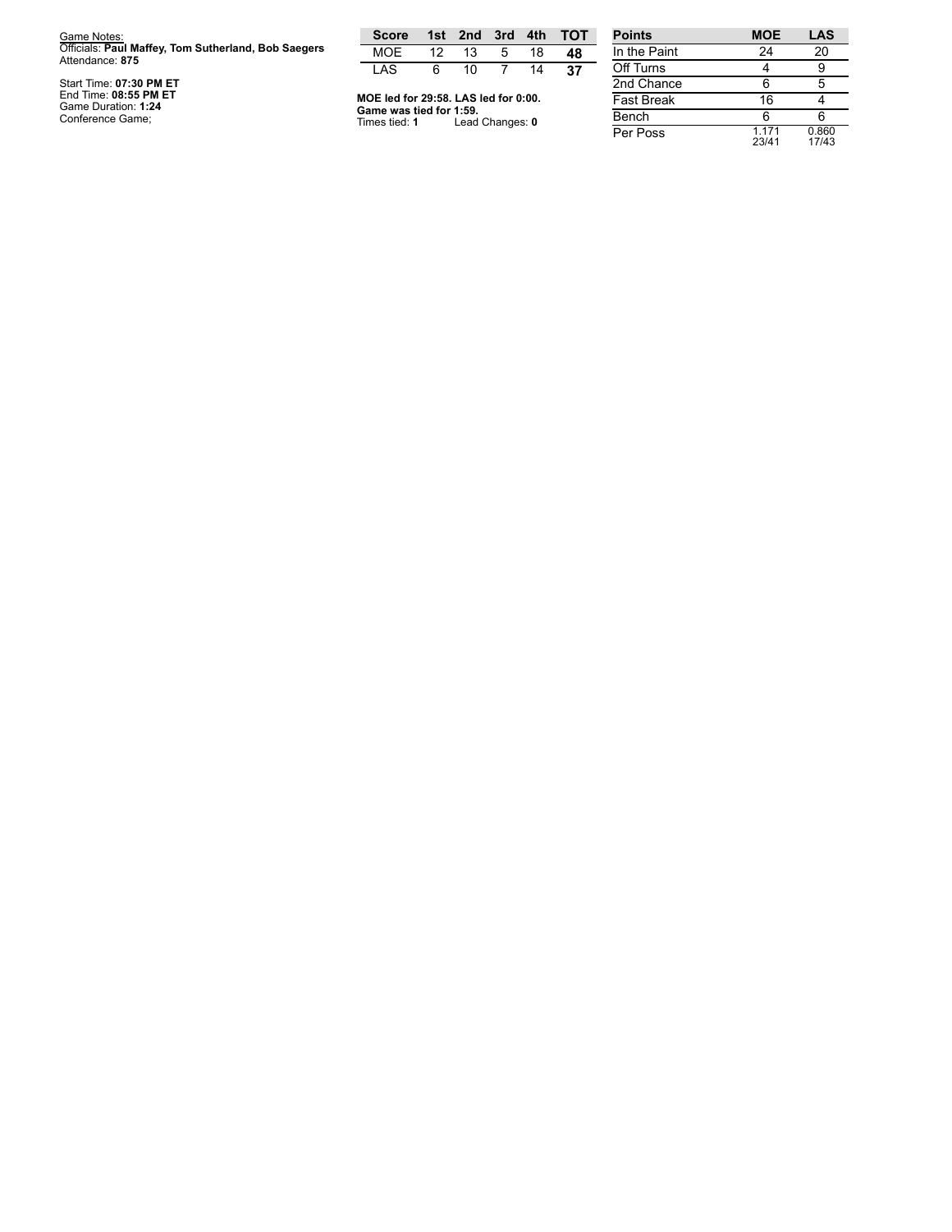Game Notes:
Officials: **Paul Maffey, Tom Sutherland, Bob Saegers**
Attendance: **875**

Start Time: **07:30 PM ET**
End Time: **08:55 PM ET**
Game Duration: **1:24**
Conference Game;

| Score | 1st | 2nd | 3rd | 4th | TOT |
|---|---|---|---|---|---|
| MOE | 12 | 13 | 5 | 18 | **48** |
| LAS | 6 | 10 | 7 | 14 | **37** |

**MOE led for 29:58. LAS led for 0:00.**
**Game was tied for 1:59.**
Times tied: **1** Lead Changes: **0**

| Points | MOE | LAS |
|---|---|---|
| In the Paint | 24 | 20 |
| Off Turns | 4 | 9 |
| 2nd Chance | 6 | 5 |
| Fast Break | 16 | 4 |
| Bench | 6 | 6 |
| Per Poss | 1.171 23/41 | 0.860 17/43 |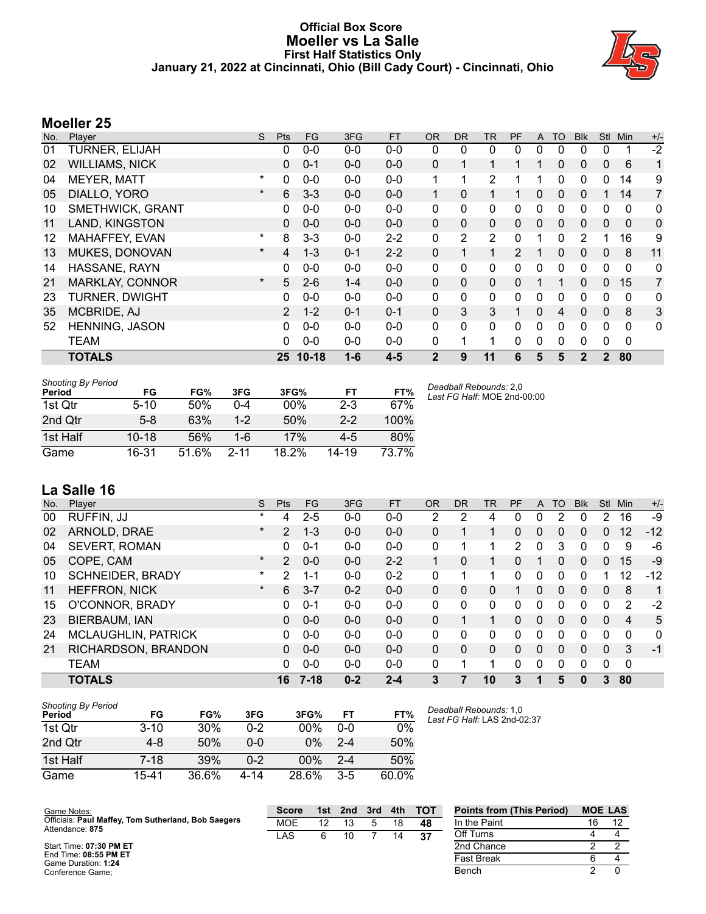# Official Box Score
# Moeller vs La Salle
### First Half Statistics Only
### January 21, 2022 at Cincinnati, Ohio (Bill Cady Court) - Cincinnati, Ohio

## Moeller 25

| No. | Player | S | Pts | FG | 3FG | FT | OR | DR | TR | PF | A | TO | Blk | Stl | Min | +/- |
|---|---|---|---|---|---|---|---|---|---|---|---|---|---|---|---|---|
| 01 | TURNER, ELIJAH | | 0 | 0-0 | 0-0 | 0-0 | 0 | 0 | 0 | 0 | 0 | 0 | 0 | 0 | 1 | -2 |
| 02 | WILLIAMS, NICK | | 0 | 0-1 | 0-0 | 0-0 | 0 | 1 | 1 | 1 | 1 | 0 | 0 | 0 | 6 | 1 |
| 04 | MEYER, MATT | * | 0 | 0-0 | 0-0 | 0-0 | 1 | 1 | 2 | 1 | 1 | 0 | 0 | 0 | 14 | 9 |
| 05 | DIALLO, YORO | * | 6 | 3-3 | 0-0 | 0-0 | 1 | 0 | 1 | 1 | 0 | 0 | 0 | 1 | 14 | 7 |
| 10 | SMETHWICK, GRANT | | 0 | 0-0 | 0-0 | 0-0 | 0 | 0 | 0 | 0 | 0 | 0 | 0 | 0 | 0 | 0 |
| 11 | LAND, KINGSTON | | 0 | 0-0 | 0-0 | 0-0 | 0 | 0 | 0 | 0 | 0 | 0 | 0 | 0 | 0 | 0 |
| 12 | MAHAFFEY, EVAN | * | 8 | 3-3 | 0-0 | 2-2 | 0 | 2 | 2 | 0 | 1 | 0 | 2 | 1 | 16 | 9 |
| 13 | MUKES, DONOVAN | * | 4 | 1-3 | 0-1 | 2-2 | 0 | 1 | 1 | 2 | 1 | 0 | 0 | 0 | 8 | 11 |
| 14 | HASSANE, RAYN | | 0 | 0-0 | 0-0 | 0-0 | 0 | 0 | 0 | 0 | 0 | 0 | 0 | 0 | 0 | 0 |
| 21 | MARKLAY, CONNOR | * | 5 | 2-6 | 1-4 | 0-0 | 0 | 0 | 0 | 0 | 1 | 1 | 0 | 0 | 15 | 7 |
| 23 | TURNER, DWIGHT | | 0 | 0-0 | 0-0 | 0-0 | 0 | 0 | 0 | 0 | 0 | 0 | 0 | 0 | 0 | 0 |
| 35 | MCBRIDE, AJ | | 2 | 1-2 | 0-1 | 0-1 | 0 | 3 | 3 | 1 | 0 | 4 | 0 | 0 | 8 | 3 |
| 52 | HENNING, JASON | | 0 | 0-0 | 0-0 | 0-0 | 0 | 0 | 0 | 0 | 0 | 0 | 0 | 0 | 0 | 0 |
| | TEAM | | 0 | 0-0 | 0-0 | 0-0 | 0 | 1 | 1 | 0 | 0 | 0 | 0 | 0 | 0 | |
| | **TOTALS** | | **25** | **10-18** | **1-6** | **4-5** | **2** | **9** | **11** | **6** | **5** | **5** | **2** | **2** | **80** | |

*Shooting By Period*

| Period | FG | FG% | 3FG | 3FG% | FT | FT% |
|---|---|---|---|---|---|---|
| 1st Qtr | 5-10 | 50% | 0-4 | 00% | 2-3 | 67% |
| 2nd Qtr | 5-8 | 63% | 1-2 | 50% | 2-2 | 100% |
| 1st Half | 10-18 | 56% | 1-6 | 17% | 4-5 | 80% |
| Game | 16-31 | 51.6% | 2-11 | 18.2% | 14-19 | 73.7% |

*Deadball Rebounds:* 2,0
*Last FG Half:* MOE 2nd-00:00

## La Salle 16

| No. | Player | S | Pts | FG | 3FG | FT | OR | DR | TR | PF | A | TO | Blk | Stl | Min | +/- |
|---|---|---|---|---|---|---|---|---|---|---|---|---|---|---|---|---|
| 00 | RUFFIN, JJ | * | 4 | 2-5 | 0-0 | 0-0 | 2 | 2 | 4 | 0 | 0 | 2 | 0 | 2 | 16 | -9 |
| 02 | ARNOLD, DRAE | * | 2 | 1-3 | 0-0 | 0-0 | 0 | 1 | 1 | 0 | 0 | 0 | 0 | 0 | 12 | -12 |
| 04 | SEVERT, ROMAN | | 0 | 0-1 | 0-0 | 0-0 | 0 | 1 | 1 | 2 | 0 | 3 | 0 | 0 | 9 | -6 |
| 05 | COPE, CAM | * | 2 | 0-0 | 0-0 | 2-2 | 1 | 0 | 1 | 0 | 1 | 0 | 0 | 0 | 15 | -9 |
| 10 | SCHNEIDER, BRADY | * | 2 | 1-1 | 0-0 | 0-2 | 0 | 1 | 1 | 0 | 0 | 0 | 0 | 1 | 12 | -12 |
| 11 | HEFFRON, NICK | * | 6 | 3-7 | 0-2 | 0-0 | 0 | 0 | 0 | 1 | 0 | 0 | 0 | 0 | 8 | 1 |
| 15 | O'CONNOR, BRADY | | 0 | 0-1 | 0-0 | 0-0 | 0 | 0 | 0 | 0 | 0 | 0 | 0 | 0 | 2 | -2 |
| 23 | BIERBAUM, IAN | | 0 | 0-0 | 0-0 | 0-0 | 0 | 1 | 1 | 0 | 0 | 0 | 0 | 0 | 4 | 5 |
| 24 | MCLAUGHLIN, PATRICK | | 0 | 0-0 | 0-0 | 0-0 | 0 | 0 | 0 | 0 | 0 | 0 | 0 | 0 | 0 | 0 |
| 21 | RICHARDSON, BRANDON | | 0 | 0-0 | 0-0 | 0-0 | 0 | 0 | 0 | 0 | 0 | 0 | 0 | 0 | 3 | -1 |
| | TEAM | | 0 | 0-0 | 0-0 | 0-0 | 0 | 1 | 1 | 0 | 0 | 0 | 0 | 0 | 0 | |
| | **TOTALS** | | **16** | **7-18** | **0-2** | **2-4** | **3** | **7** | **10** | **3** | **1** | **5** | **0** | **3** | **80** | |

*Shooting By Period*

| Period | FG | FG% | 3FG | 3FG% | FT | FT% |
|---|---|---|---|---|---|---|
| 1st Qtr | 3-10 | 30% | 0-2 | 00% | 0-0 | 0% |
| 2nd Qtr | 4-8 | 50% | 0-0 | 0% | 2-4 | 50% |
| 1st Half | 7-18 | 39% | 0-2 | 00% | 2-4 | 50% |
| Game | 15-41 | 36.6% | 4-14 | 28.6% | 3-5 | 60.0% |

*Deadball Rebounds:* 1,0
*Last FG Half:* LAS 2nd-02:37

Game Notes:
Officials: **Paul Maffey, Tom Sutherland, Bob Saegers**
Attendance: **875**

Start Time: **07:30 PM ET**
End Time: **08:55 PM ET**
Game Duration: **1:24**
Conference Game;

| Score | 1st | 2nd | 3rd | 4th | TOT |
|---|---|---|---|---|---|
| MOE | 12 | 13 | 5 | 18 | **48** |
| LAS | 6 | 10 | 7 | 14 | **37** |

| Points from (This Period) | MOE | LAS |
|---|---|---|
| In the Paint | 16 | 12 |
| Off Turns | 4 | 4 |
| 2nd Chance | 2 | 2 |
| Fast Break | 6 | 4 |
| Bench | 2 | 0 |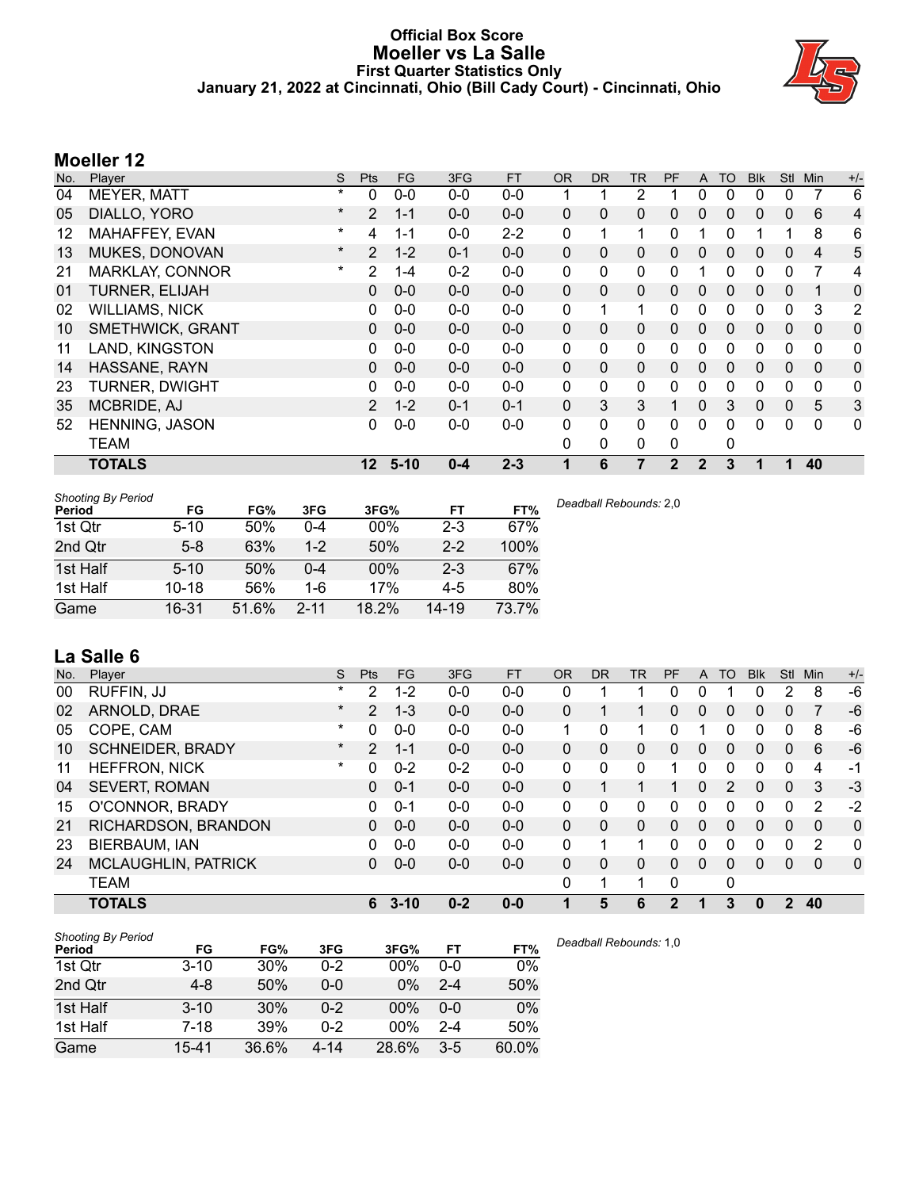# Official Box Score
# Moeller vs La Salle
### First Quarter Statistics Only
### January 21, 2022 at Cincinnati, Ohio (Bill Cady Court) - Cincinnati, Ohio

## Moeller 12

| No. | Player | S | Pts | FG | 3FG | FT | OR | DR | TR | PF | A | TO | Blk | Stl | Min | +/- |
|---|---|---|---|---|---|---|---|---|---|---|---|---|---|---|---|---|
| 04 | MEYER, MATT | * | 0 | 0-0 | 0-0 | 0-0 | 1 | 1 | 2 | 1 | 0 | 0 | 0 | 0 | 7 | 6 |
| 05 | DIALLO, YORO | * | 2 | 1-1 | 0-0 | 0-0 | 0 | 0 | 0 | 0 | 0 | 0 | 0 | 0 | 6 | 4 |
| 12 | MAHAFFEY, EVAN | * | 4 | 1-1 | 0-0 | 2-2 | 0 | 1 | 1 | 0 | 1 | 0 | 1 | 1 | 8 | 6 |
| 13 | MUKES, DONOVAN | * | 2 | 1-2 | 0-1 | 0-0 | 0 | 0 | 0 | 0 | 0 | 0 | 0 | 0 | 4 | 5 |
| 21 | MARKLAY, CONNOR | * | 2 | 1-4 | 0-2 | 0-0 | 0 | 0 | 0 | 0 | 1 | 0 | 0 | 0 | 7 | 4 |
| 01 | TURNER, ELIJAH | | 0 | 0-0 | 0-0 | 0-0 | 0 | 0 | 0 | 0 | 0 | 0 | 0 | 0 | 1 | 0 |
| 02 | WILLIAMS, NICK | | 0 | 0-0 | 0-0 | 0-0 | 0 | 1 | 1 | 0 | 0 | 0 | 0 | 0 | 3 | 2 |
| 10 | SMETHWICK, GRANT | | 0 | 0-0 | 0-0 | 0-0 | 0 | 0 | 0 | 0 | 0 | 0 | 0 | 0 | 0 | 0 |
| 11 | LAND, KINGSTON | | 0 | 0-0 | 0-0 | 0-0 | 0 | 0 | 0 | 0 | 0 | 0 | 0 | 0 | 0 | 0 |
| 14 | HASSANE, RAYN | | 0 | 0-0 | 0-0 | 0-0 | 0 | 0 | 0 | 0 | 0 | 0 | 0 | 0 | 0 | 0 |
| 23 | TURNER, DWIGHT | | 0 | 0-0 | 0-0 | 0-0 | 0 | 0 | 0 | 0 | 0 | 0 | 0 | 0 | 0 | 0 |
| 35 | MCBRIDE, AJ | | 2 | 1-2 | 0-1 | 0-1 | 0 | 3 | 3 | 1 | 0 | 3 | 0 | 0 | 5 | 3 |
| 52 | HENNING, JASON | | 0 | 0-0 | 0-0 | 0-0 | 0 | 0 | 0 | 0 | 0 | 0 | 0 | 0 | 0 | 0 |
| | TEAM | | | | | | 0 | 0 | 0 | 0 | | 0 | | | | |
| | **TOTALS** | | **12** | **5-10** | **0-4** | **2-3** | **1** | **6** | **7** | **2** | **2** | **3** | **1** | **1** | **40** | |

*Shooting By Period*

| Period | FG | FG% | 3FG | 3FG% | FT | FT% |
|---|---|---|---|---|---|---|
| 1st Qtr | 5-10 | 50% | 0-4 | 00% | 2-3 | 67% |
| 2nd Qtr | 5-8 | 63% | 1-2 | 50% | 2-2 | 100% |
| 1st Half | 5-10 | 50% | 0-4 | 00% | 2-3 | 67% |
| 1st Half | 10-18 | 56% | 1-6 | 17% | 4-5 | 80% |
| Game | 16-31 | 51.6% | 2-11 | 18.2% | 14-19 | 73.7% |

*Deadball Rebounds:* 2,0

## La Salle 6

| No. | Player | S | Pts | FG | 3FG | FT | OR | DR | TR | PF | A | TO | Blk | Stl | Min | +/- |
|---|---|---|---|---|---|---|---|---|---|---|---|---|---|---|---|---|
| 00 | RUFFIN, JJ | * | 2 | 1-2 | 0-0 | 0-0 | 0 | 1 | 1 | 0 | 0 | 1 | 0 | 2 | 8 | -6 |
| 02 | ARNOLD, DRAE | * | 2 | 1-3 | 0-0 | 0-0 | 0 | 1 | 1 | 0 | 0 | 0 | 0 | 0 | 7 | -6 |
| 05 | COPE, CAM | * | 0 | 0-0 | 0-0 | 0-0 | 1 | 0 | 1 | 0 | 1 | 0 | 0 | 0 | 8 | -6 |
| 10 | SCHNEIDER, BRADY | * | 2 | 1-1 | 0-0 | 0-0 | 0 | 0 | 0 | 0 | 0 | 0 | 0 | 0 | 6 | -6 |
| 11 | HEFFRON, NICK | * | 0 | 0-2 | 0-2 | 0-0 | 0 | 0 | 0 | 1 | 0 | 0 | 0 | 0 | 4 | -1 |
| 04 | SEVERT, ROMAN | | 0 | 0-1 | 0-0 | 0-0 | 0 | 1 | 1 | 1 | 0 | 2 | 0 | 0 | 3 | -3 |
| 15 | O'CONNOR, BRADY | | 0 | 0-1 | 0-0 | 0-0 | 0 | 0 | 0 | 0 | 0 | 0 | 0 | 0 | 2 | -2 |
| 21 | RICHARDSON, BRANDON | | 0 | 0-0 | 0-0 | 0-0 | 0 | 0 | 0 | 0 | 0 | 0 | 0 | 0 | 0 | 0 |
| 23 | BIERBAUM, IAN | | 0 | 0-0 | 0-0 | 0-0 | 0 | 1 | 1 | 0 | 0 | 0 | 0 | 0 | 2 | 0 |
| 24 | MCLAUGHLIN, PATRICK | | 0 | 0-0 | 0-0 | 0-0 | 0 | 0 | 0 | 0 | 0 | 0 | 0 | 0 | 0 | 0 |
| | TEAM | | | | | | 0 | 1 | 1 | 0 | | 0 | | | | |
| | **TOTALS** | | **6** | **3-10** | **0-2** | **0-0** | **1** | **5** | **6** | **2** | **1** | **3** | **0** | **2** | **40** | |

*Shooting By Period*

| Period | FG | FG% | 3FG | 3FG% | FT | FT% |
|---|---|---|---|---|---|---|
| 1st Qtr | 3-10 | 30% | 0-2 | 00% | 0-0 | 0% |
| 2nd Qtr | 4-8 | 50% | 0-0 | 0% | 2-4 | 50% |
| 1st Half | 3-10 | 30% | 0-2 | 00% | 0-0 | 0% |
| 1st Half | 7-18 | 39% | 0-2 | 00% | 2-4 | 50% |
| Game | 15-41 | 36.6% | 4-14 | 28.6% | 3-5 | 60.0% |

*Deadball Rebounds:* 1,0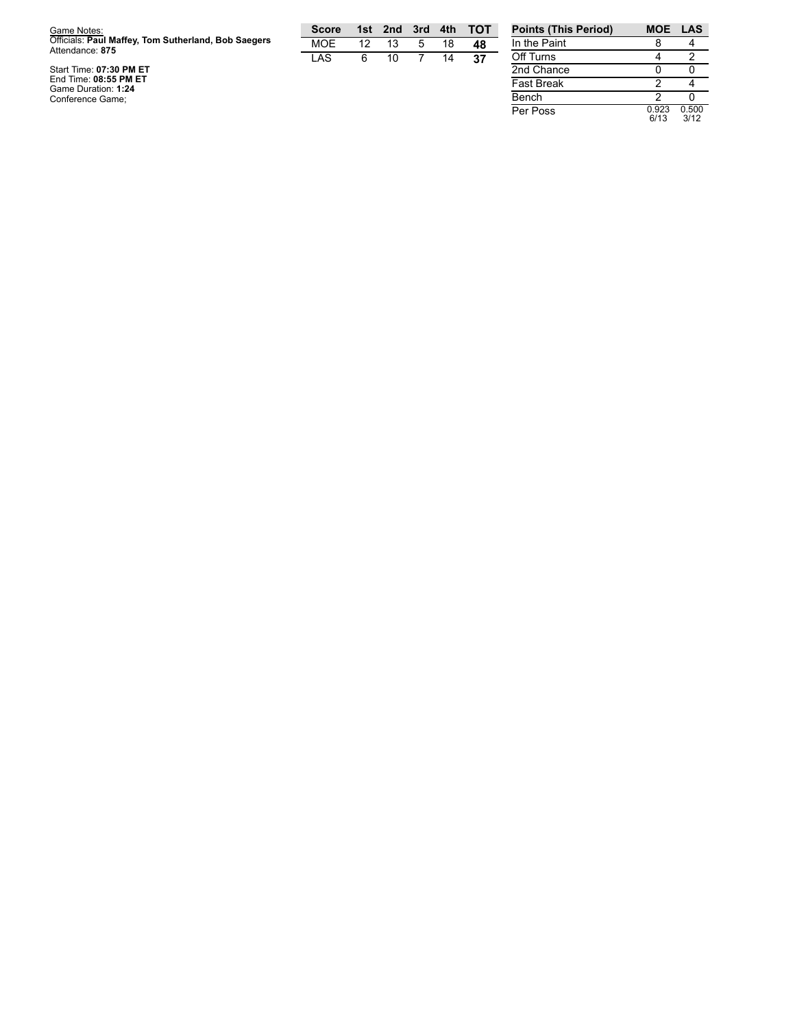Game Notes:
Officials: **Paul Maffey, Tom Sutherland, Bob Saegers**
Attendance: **875**

Start Time: **07:30 PM ET**
End Time: **08:55 PM ET**
Game Duration: **1:24**
Conference Game;

| Score | 1st | 2nd | 3rd | 4th | TOT |
|---|---|---|---|---|---|
| MOE | 12 | 13 | 5 | 18 | **48** |
| LAS | 6 | 10 | 7 | 14 | **37** |

| Points (This Period) | MOE | LAS |
|---|---|---|
| In the Paint | 8 | 4 |
| Off Turns | 4 | 2 |
| 2nd Chance | 0 | 0 |
| Fast Break | 2 | 4 |
| Bench | 2 | 0 |
| Per Poss | 0.923 6/13 | 0.500 3/12 |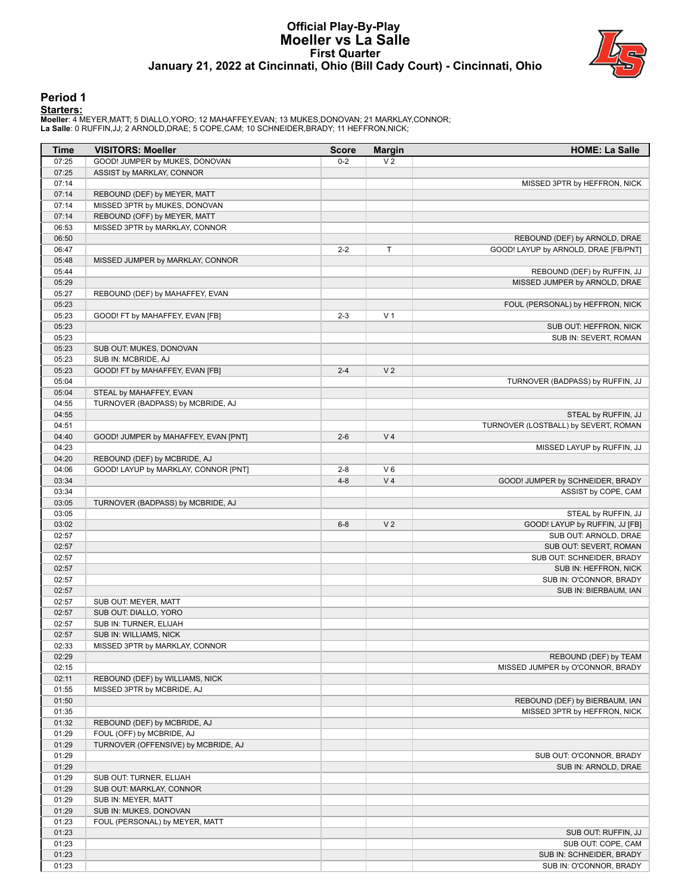# Official Play-By-Play
# Moeller vs La Salle
## First Quarter
### January 21, 2022 at Cincinnati, Ohio (Bill Cady Court) - Cincinnati, Ohio

## Period 1

**Starters:**

**Moeller**: 4 MEYER,MATT; 5 DIALLO,YORO; 12 MAHAFFEY,EVAN; 13 MUKES,DONOVAN; 21 MARKLAY,CONNOR;
**La Salle**: 0 RUFFIN,JJ; 2 ARNOLD,DRAE; 5 COPE,CAM; 10 SCHNEIDER,BRADY; 11 HEFFRON,NICK;

| Time | VISITORS: Moeller | Score | Margin | HOME: La Salle |
|---|---|---|---|---|
| 07:25 | GOOD! JUMPER by MUKES, DONOVAN | 0-2 | V 2 | |
| 07:25 | ASSIST by MARKLAY, CONNOR | | | |
| 07:14 | | | | MISSED 3PTR by HEFFRON, NICK |
| 07:14 | REBOUND (DEF) by MEYER, MATT | | | |
| 07:14 | MISSED 3PTR by MUKES, DONOVAN | | | |
| 07:14 | REBOUND (OFF) by MEYER, MATT | | | |
| 06:53 | MISSED 3PTR by MARKLAY, CONNOR | | | |
| 06:50 | | | | REBOUND (DEF) by ARNOLD, DRAE |
| 06:47 | | 2-2 | T | GOOD! LAYUP by ARNOLD, DRAE [FB/PNT] |
| 05:48 | MISSED JUMPER by MARKLAY, CONNOR | | | |
| 05:44 | | | | REBOUND (DEF) by RUFFIN, JJ |
| 05:29 | | | | MISSED JUMPER by ARNOLD, DRAE |
| 05:27 | REBOUND (DEF) by MAHAFFEY, EVAN | | | |
| 05:23 | | | | FOUL (PERSONAL) by HEFFRON, NICK |
| 05:23 | GOOD! FT by MAHAFFEY, EVAN [FB] | 2-3 | V 1 | |
| 05:23 | | | | SUB OUT: HEFFRON, NICK |
| 05:23 | | | | SUB IN: SEVERT, ROMAN |
| 05:23 | SUB OUT: MUKES, DONOVAN | | | |
| 05:23 | SUB IN: MCBRIDE, AJ | | | |
| 05:23 | GOOD! FT by MAHAFFEY, EVAN [FB] | 2-4 | V 2 | |
| 05:04 | | | | TURNOVER (BADPASS) by RUFFIN, JJ |
| 05:04 | STEAL by MAHAFFEY, EVAN | | | |
| 04:55 | TURNOVER (BADPASS) by MCBRIDE, AJ | | | |
| 04:55 | | | | STEAL by RUFFIN, JJ |
| 04:51 | | | | TURNOVER (LOSTBALL) by SEVERT, ROMAN |
| 04:40 | GOOD! JUMPER by MAHAFFEY, EVAN [PNT] | 2-6 | V 4 | |
| 04:23 | | | | MISSED LAYUP by RUFFIN, JJ |
| 04:20 | REBOUND (DEF) by MCBRIDE, AJ | | | |
| 04:06 | GOOD! LAYUP by MARKLAY, CONNOR [PNT] | 2-8 | V 6 | |
| 03:34 | | 4-8 | V 4 | GOOD! JUMPER by SCHNEIDER, BRADY |
| 03:34 | | | | ASSIST by COPE, CAM |
| 03:05 | TURNOVER (BADPASS) by MCBRIDE, AJ | | | |
| 03:05 | | | | STEAL by RUFFIN, JJ |
| 03:02 | | 6-8 | V 2 | GOOD! LAYUP by RUFFIN, JJ [FB] |
| 02:57 | | | | SUB OUT: ARNOLD, DRAE |
| 02:57 | | | | SUB OUT: SEVERT, ROMAN |
| 02:57 | | | | SUB OUT: SCHNEIDER, BRADY |
| 02:57 | | | | SUB IN: HEFFRON, NICK |
| 02:57 | | | | SUB IN: O'CONNOR, BRADY |
| 02:57 | | | | SUB IN: BIERBAUM, IAN |
| 02:57 | SUB OUT: MEYER, MATT | | | |
| 02:57 | SUB OUT: DIALLO, YORO | | | |
| 02:57 | SUB IN: TURNER, ELIJAH | | | |
| 02:57 | SUB IN: WILLIAMS, NICK | | | |
| 02:33 | MISSED 3PTR by MARKLAY, CONNOR | | | |
| 02:29 | | | | REBOUND (DEF) by TEAM |
| 02:15 | | | | MISSED JUMPER by O'CONNOR, BRADY |
| 02:11 | REBOUND (DEF) by WILLIAMS, NICK | | | |
| 01:55 | MISSED 3PTR by MCBRIDE, AJ | | | |
| 01:50 | | | | REBOUND (DEF) by BIERBAUM, IAN |
| 01:35 | | | | MISSED 3PTR by HEFFRON, NICK |
| 01:32 | REBOUND (DEF) by MCBRIDE, AJ | | | |
| 01:29 | FOUL (OFF) by MCBRIDE, AJ | | | |
| 01:29 | TURNOVER (OFFENSIVE) by MCBRIDE, AJ | | | |
| 01:29 | | | | SUB OUT: O'CONNOR, BRADY |
| 01:29 | | | | SUB IN: ARNOLD, DRAE |
| 01:29 | SUB OUT: TURNER, ELIJAH | | | |
| 01:29 | SUB OUT: MARKLAY, CONNOR | | | |
| 01:29 | SUB IN: MEYER, MATT | | | |
| 01:29 | SUB IN: MUKES, DONOVAN | | | |
| 01:23 | FOUL (PERSONAL) by MEYER, MATT | | | |
| 01:23 | | | | SUB OUT: RUFFIN, JJ |
| 01:23 | | | | SUB OUT: COPE, CAM |
| 01:23 | | | | SUB IN: SCHNEIDER, BRADY |
| 01:23 | | | | SUB IN: O'CONNOR, BRADY |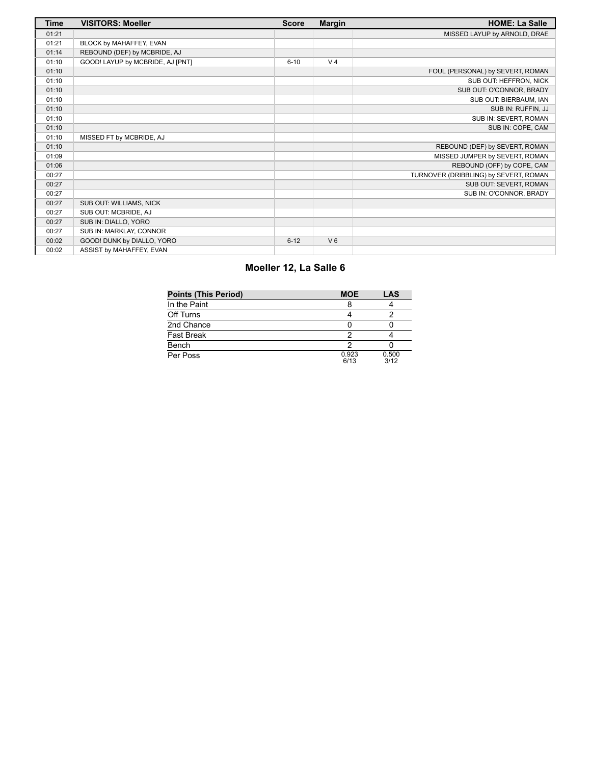| Time | VISITORS: Moeller | Score | Margin | HOME: La Salle |
|---|---|---|---|---|
| 01:21 | | | | MISSED LAYUP by ARNOLD, DRAE |
| 01:21 | BLOCK by MAHAFFEY, EVAN | | | |
| 01:14 | REBOUND (DEF) by MCBRIDE, AJ | | | |
| 01:10 | GOOD! LAYUP by MCBRIDE, AJ [PNT] | 6-10 | V 4 | |
| 01:10 | | | | FOUL (PERSONAL) by SEVERT, ROMAN |
| 01:10 | | | | SUB OUT: HEFFRON, NICK |
| 01:10 | | | | SUB OUT: O'CONNOR, BRADY |
| 01:10 | | | | SUB OUT: BIERBAUM, IAN |
| 01:10 | | | | SUB IN: RUFFIN, JJ |
| 01:10 | | | | SUB IN: SEVERT, ROMAN |
| 01:10 | | | | SUB IN: COPE, CAM |
| 01:10 | MISSED FT by MCBRIDE, AJ | | | |
| 01:10 | | | | REBOUND (DEF) by SEVERT, ROMAN |
| 01:09 | | | | MISSED JUMPER by SEVERT, ROMAN |
| 01:06 | | | | REBOUND (OFF) by COPE, CAM |
| 00:27 | | | | TURNOVER (DRIBBLING) by SEVERT, ROMAN |
| 00:27 | | | | SUB OUT: SEVERT, ROMAN |
| 00:27 | | | | SUB IN: O'CONNOR, BRADY |
| 00:27 | SUB OUT: WILLIAMS, NICK | | | |
| 00:27 | SUB OUT: MCBRIDE, AJ | | | |
| 00:27 | SUB IN: DIALLO, YORO | | | |
| 00:27 | SUB IN: MARKLAY, CONNOR | | | |
| 00:02 | GOOD! DUNK by DIALLO, YORO | 6-12 | V 6 | |
| 00:02 | ASSIST by MAHAFFEY, EVAN | | | |

## Moeller 12, La Salle 6

| Points (This Period) | MOE | LAS |
|---|---|---|
| In the Paint | 8 | 4 |
| Off Turns | 4 | 2 |
| 2nd Chance | 0 | 0 |
| Fast Break | 2 | 4 |
| Bench | 2 | 0 |
| Per Poss | 0.923 6/13 | 0.500 3/12 |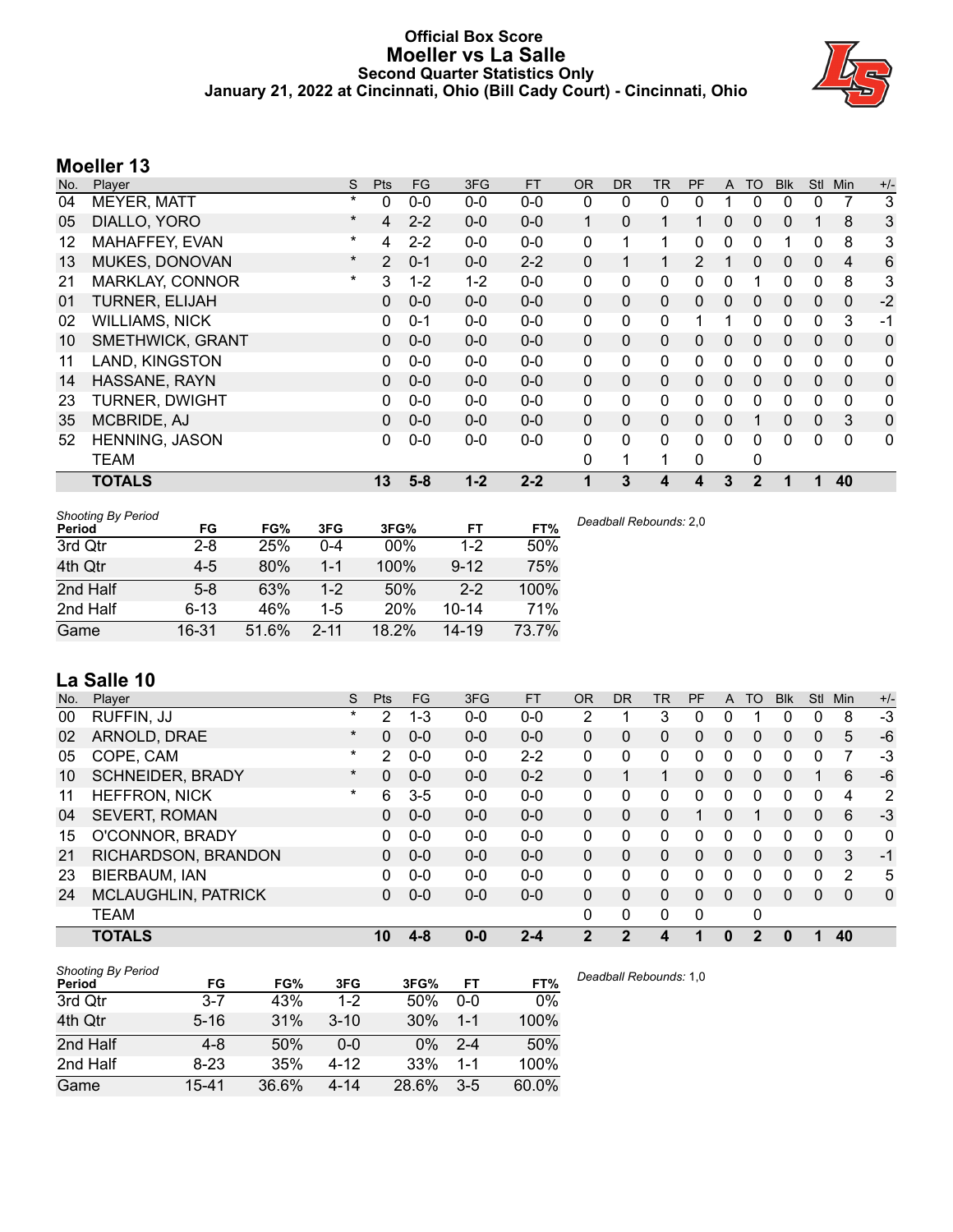# Official Box Score
# Moeller vs La Salle
### Second Quarter Statistics Only
### January 21, 2022 at Cincinnati, Ohio (Bill Cady Court) - Cincinnati, Ohio

## Moeller 13

| No. | Player | S | Pts | FG | 3FG | FT | OR | DR | TR | PF | A | TO | Blk | Stl | Min | +/- |
|---|---|---|---|---|---|---|---|---|---|---|---|---|---|---|---|---|
| 04 | MEYER, MATT | * | 0 | 0-0 | 0-0 | 0-0 | 0 | 0 | 0 | 0 | 1 | 0 | 0 | 0 | 7 | 3 |
| 05 | DIALLO, YORO | * | 4 | 2-2 | 0-0 | 0-0 | 1 | 0 | 1 | 1 | 0 | 0 | 0 | 1 | 8 | 3 |
| 12 | MAHAFFEY, EVAN | * | 4 | 2-2 | 0-0 | 0-0 | 0 | 1 | 1 | 0 | 0 | 0 | 1 | 0 | 8 | 3 |
| 13 | MUKES, DONOVAN | * | 2 | 0-1 | 0-0 | 2-2 | 0 | 1 | 1 | 2 | 1 | 0 | 0 | 0 | 4 | 6 |
| 21 | MARKLAY, CONNOR | * | 3 | 1-2 | 1-2 | 0-0 | 0 | 0 | 0 | 0 | 0 | 1 | 0 | 0 | 8 | 3 |
| 01 | TURNER, ELIJAH | | 0 | 0-0 | 0-0 | 0-0 | 0 | 0 | 0 | 0 | 0 | 0 | 0 | 0 | 0 | -2 |
| 02 | WILLIAMS, NICK | | 0 | 0-1 | 0-0 | 0-0 | 0 | 0 | 0 | 1 | 1 | 0 | 0 | 0 | 3 | -1 |
| 10 | SMETHWICK, GRANT | | 0 | 0-0 | 0-0 | 0-0 | 0 | 0 | 0 | 0 | 0 | 0 | 0 | 0 | 0 | 0 |
| 11 | LAND, KINGSTON | | 0 | 0-0 | 0-0 | 0-0 | 0 | 0 | 0 | 0 | 0 | 0 | 0 | 0 | 0 | 0 |
| 14 | HASSANE, RAYN | | 0 | 0-0 | 0-0 | 0-0 | 0 | 0 | 0 | 0 | 0 | 0 | 0 | 0 | 0 | 0 |
| 23 | TURNER, DWIGHT | | 0 | 0-0 | 0-0 | 0-0 | 0 | 0 | 0 | 0 | 0 | 0 | 0 | 0 | 0 | 0 |
| 35 | MCBRIDE, AJ | | 0 | 0-0 | 0-0 | 0-0 | 0 | 0 | 0 | 0 | 0 | 1 | 0 | 0 | 3 | 0 |
| 52 | HENNING, JASON | | 0 | 0-0 | 0-0 | 0-0 | 0 | 0 | 0 | 0 | 0 | 0 | 0 | 0 | 0 | 0 |
| | TEAM | | | | | | 0 | 1 | 1 | 0 | | 0 | | | | |
| | **TOTALS** | | **13** | **5-8** | **1-2** | **2-2** | **1** | **3** | **4** | **4** | **3** | **2** | **1** | **1** | **40** | |

*Shooting By Period*

| Period | FG | FG% | 3FG | 3FG% | FT | FT% |
|---|---|---|---|---|---|---|
| 3rd Qtr | 2-8 | 25% | 0-4 | 00% | 1-2 | 50% |
| 4th Qtr | 4-5 | 80% | 1-1 | 100% | 9-12 | 75% |
| 2nd Half | 5-8 | 63% | 1-2 | 50% | 2-2 | 100% |
| 2nd Half | 6-13 | 46% | 1-5 | 20% | 10-14 | 71% |
| Game | 16-31 | 51.6% | 2-11 | 18.2% | 14-19 | 73.7% |

*Deadball Rebounds:* 2,0

## La Salle 10

| No. | Player | S | Pts | FG | 3FG | FT | OR | DR | TR | PF | A | TO | Blk | Stl | Min | +/- |
|---|---|---|---|---|---|---|---|---|---|---|---|---|---|---|---|---|
| 00 | RUFFIN, JJ | * | 2 | 1-3 | 0-0 | 0-0 | 2 | 1 | 3 | 0 | 0 | 1 | 0 | 0 | 8 | -3 |
| 02 | ARNOLD, DRAE | * | 0 | 0-0 | 0-0 | 0-0 | 0 | 0 | 0 | 0 | 0 | 0 | 0 | 0 | 5 | -6 |
| 05 | COPE, CAM | * | 2 | 0-0 | 0-0 | 2-2 | 0 | 0 | 0 | 0 | 0 | 0 | 0 | 0 | 7 | -3 |
| 10 | SCHNEIDER, BRADY | * | 0 | 0-0 | 0-0 | 0-2 | 0 | 1 | 1 | 0 | 0 | 0 | 0 | 1 | 6 | -6 |
| 11 | HEFFRON, NICK | * | 6 | 3-5 | 0-0 | 0-0 | 0 | 0 | 0 | 0 | 0 | 0 | 0 | 0 | 4 | 2 |
| 04 | SEVERT, ROMAN | | 0 | 0-0 | 0-0 | 0-0 | 0 | 0 | 0 | 1 | 0 | 1 | 0 | 0 | 6 | -3 |
| 15 | O'CONNOR, BRADY | | 0 | 0-0 | 0-0 | 0-0 | 0 | 0 | 0 | 0 | 0 | 0 | 0 | 0 | 0 | 0 |
| 21 | RICHARDSON, BRANDON | | 0 | 0-0 | 0-0 | 0-0 | 0 | 0 | 0 | 0 | 0 | 0 | 0 | 0 | 3 | -1 |
| 23 | BIERBAUM, IAN | | 0 | 0-0 | 0-0 | 0-0 | 0 | 0 | 0 | 0 | 0 | 0 | 0 | 0 | 2 | 5 |
| 24 | MCLAUGHLIN, PATRICK | | 0 | 0-0 | 0-0 | 0-0 | 0 | 0 | 0 | 0 | 0 | 0 | 0 | 0 | 0 | 0 |
| | TEAM | | | | | | 0 | 0 | 0 | 0 | | 0 | | | | |
| | **TOTALS** | | **10** | **4-8** | **0-0** | **2-4** | **2** | **2** | **4** | **1** | **0** | **2** | **0** | **1** | **40** | |

*Shooting By Period*

| Period | FG | FG% | 3FG | 3FG% | FT | FT% |
|---|---|---|---|---|---|---|
| 3rd Qtr | 3-7 | 43% | 1-2 | 50% | 0-0 | 0% |
| 4th Qtr | 5-16 | 31% | 3-10 | 30% | 1-1 | 100% |
| 2nd Half | 4-8 | 50% | 0-0 | 0% | 2-4 | 50% |
| 2nd Half | 8-23 | 35% | 4-12 | 33% | 1-1 | 100% |
| Game | 15-41 | 36.6% | 4-14 | 28.6% | 3-5 | 60.0% |

*Deadball Rebounds:* 1,0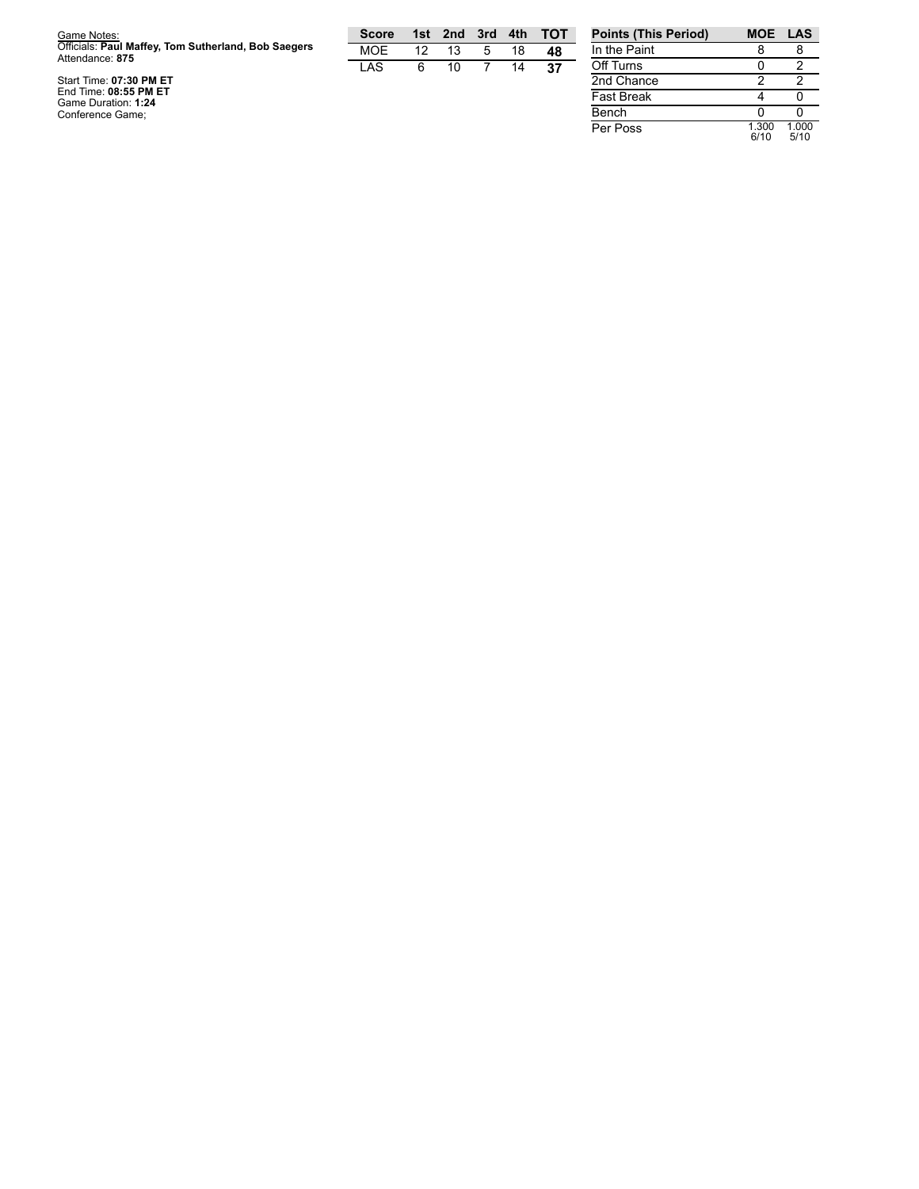Game Notes:
Officials: **Paul Maffey, Tom Sutherland, Bob Saegers**
Attendance: **875**

Start Time: **07:30 PM ET**
End Time: **08:55 PM ET**
Game Duration: **1:24**
Conference Game;

| Score | 1st | 2nd | 3rd | 4th | TOT |
|---|---|---|---|---|---|
| MOE | 12 | 13 | 5 | 18 | **48** |
| LAS | 6 | 10 | 7 | 14 | **37** |

| Points (This Period) | MOE | LAS |
|---|---|---|
| In the Paint | 8 | 8 |
| Off Turns | 0 | 2 |
| 2nd Chance | 2 | 2 |
| Fast Break | 4 | 0 |
| Bench | 0 | 0 |
| Per Poss | 1.300 6/10 | 1.000 5/10 |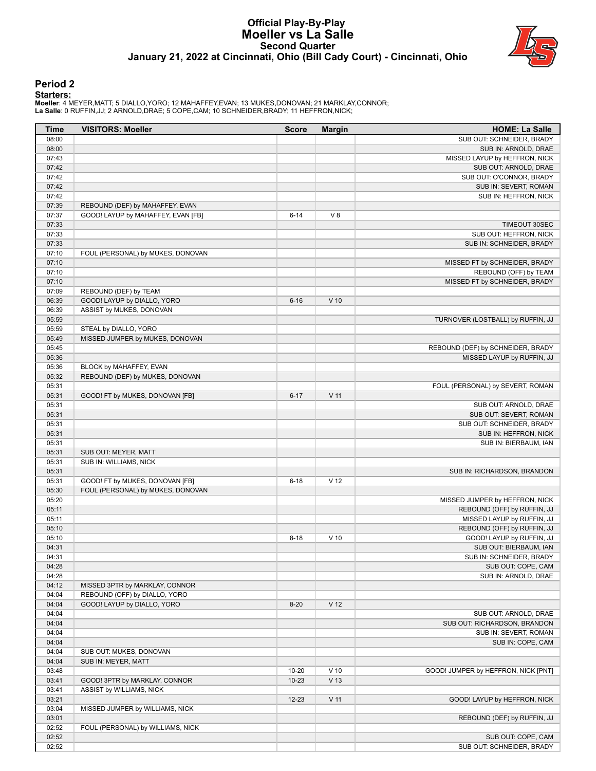# Official Play-By-Play
# Moeller vs La Salle
## Second Quarter
### January 21, 2022 at Cincinnati, Ohio (Bill Cady Court) - Cincinnati, Ohio

## Period 2

**Starters:**

**Moeller**: 4 MEYER,MATT; 5 DIALLO,YORO; 12 MAHAFFEY,EVAN; 13 MUKES,DONOVAN; 21 MARKLAY,CONNOR;
**La Salle**: 0 RUFFIN,JJ; 2 ARNOLD,DRAE; 5 COPE,CAM; 10 SCHNEIDER,BRADY; 11 HEFFRON,NICK;

| Time | VISITORS: Moeller | Score | Margin | HOME: La Salle |
|---|---|---|---|---|
| 08:00 | | | | SUB OUT: SCHNEIDER, BRADY |
| 08:00 | | | | SUB IN: ARNOLD, DRAE |
| 07:43 | | | | MISSED LAYUP by HEFFRON, NICK |
| 07:42 | | | | SUB OUT: ARNOLD, DRAE |
| 07:42 | | | | SUB OUT: O'CONNOR, BRADY |
| 07:42 | | | | SUB IN: SEVERT, ROMAN |
| 07:42 | | | | SUB IN: HEFFRON, NICK |
| 07:39 | REBOUND (DEF) by MAHAFFEY, EVAN | | | |
| 07:37 | GOOD! LAYUP by MAHAFFEY, EVAN [FB] | 6-14 | V 8 | |
| 07:33 | | | | TIMEOUT 30SEC |
| 07:33 | | | | SUB OUT: HEFFRON, NICK |
| 07:33 | | | | SUB IN: SCHNEIDER, BRADY |
| 07:10 | FOUL (PERSONAL) by MUKES, DONOVAN | | | |
| 07:10 | | | | MISSED FT by SCHNEIDER, BRADY |
| 07:10 | | | | REBOUND (OFF) by TEAM |
| 07:10 | | | | MISSED FT by SCHNEIDER, BRADY |
| 07:09 | REBOUND (DEF) by TEAM | | | |
| 06:39 | GOOD! LAYUP by DIALLO, YORO | 6-16 | V 10 | |
| 06:39 | ASSIST by MUKES, DONOVAN | | | |
| 05:59 | | | | TURNOVER (LOSTBALL) by RUFFIN, JJ |
| 05:59 | STEAL by DIALLO, YORO | | | |
| 05:49 | MISSED JUMPER by MUKES, DONOVAN | | | |
| 05:45 | | | | REBOUND (DEF) by SCHNEIDER, BRADY |
| 05:36 | | | | MISSED LAYUP by RUFFIN, JJ |
| 05:36 | BLOCK by MAHAFFEY, EVAN | | | |
| 05:32 | REBOUND (DEF) by MUKES, DONOVAN | | | |
| 05:31 | | | | FOUL (PERSONAL) by SEVERT, ROMAN |
| 05:31 | GOOD! FT by MUKES, DONOVAN [FB] | 6-17 | V 11 | |
| 05:31 | | | | SUB OUT: ARNOLD, DRAE |
| 05:31 | | | | SUB OUT: SEVERT, ROMAN |
| 05:31 | | | | SUB OUT: SCHNEIDER, BRADY |
| 05:31 | | | | SUB IN: HEFFRON, NICK |
| 05:31 | | | | SUB IN: BIERBAUM, IAN |
| 05:31 | SUB OUT: MEYER, MATT | | | |
| 05:31 | SUB IN: WILLIAMS, NICK | | | |
| 05:31 | | | | SUB IN: RICHARDSON, BRANDON |
| 05:31 | GOOD! FT by MUKES, DONOVAN [FB] | 6-18 | V 12 | |
| 05:30 | FOUL (PERSONAL) by MUKES, DONOVAN | | | |
| 05:20 | | | | MISSED JUMPER by HEFFRON, NICK |
| 05:11 | | | | REBOUND (OFF) by RUFFIN, JJ |
| 05:11 | | | | MISSED LAYUP by RUFFIN, JJ |
| 05:10 | | | | REBOUND (OFF) by RUFFIN, JJ |
| 05:10 | | 8-18 | V 10 | GOOD! LAYUP by RUFFIN, JJ |
| 04:31 | | | | SUB OUT: BIERBAUM, IAN |
| 04:31 | | | | SUB IN: SCHNEIDER, BRADY |
| 04:28 | | | | SUB OUT: COPE, CAM |
| 04:28 | | | | SUB IN: ARNOLD, DRAE |
| 04:12 | MISSED 3PTR by MARKLAY, CONNOR | | | |
| 04:04 | REBOUND (OFF) by DIALLO, YORO | | | |
| 04:04 | GOOD! LAYUP by DIALLO, YORO | 8-20 | V 12 | |
| 04:04 | | | | SUB OUT: ARNOLD, DRAE |
| 04:04 | | | | SUB OUT: RICHARDSON, BRANDON |
| 04:04 | | | | SUB IN: SEVERT, ROMAN |
| 04:04 | | | | SUB IN: COPE, CAM |
| 04:04 | SUB OUT: MUKES, DONOVAN | | | |
| 04:04 | SUB IN: MEYER, MATT | | | |
| 03:48 | | 10-20 | V 10 | GOOD! JUMPER by HEFFRON, NICK [PNT] |
| 03:41 | GOOD! 3PTR by MARKLAY, CONNOR | 10-23 | V 13 | |
| 03:41 | ASSIST by WILLIAMS, NICK | | | |
| 03:21 | | 12-23 | V 11 | GOOD! LAYUP by HEFFRON, NICK |
| 03:04 | MISSED JUMPER by WILLIAMS, NICK | | | |
| 03:01 | | | | REBOUND (DEF) by RUFFIN, JJ |
| 02:52 | FOUL (PERSONAL) by WILLIAMS, NICK | | | |
| 02:52 | | | | SUB OUT: COPE, CAM |
| 02:52 | | | | SUB OUT: SCHNEIDER, BRADY |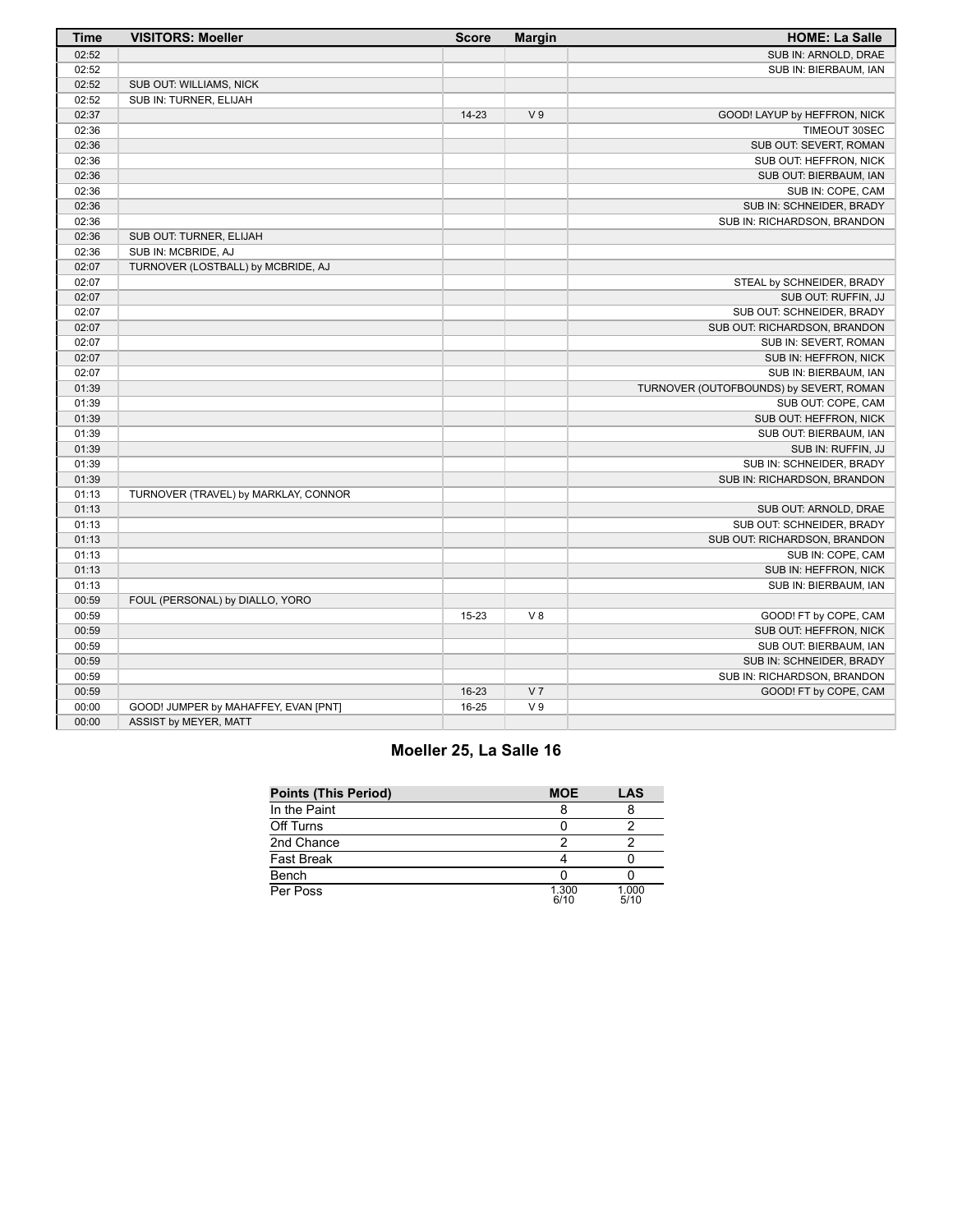| Time | VISITORS: Moeller | Score | Margin | HOME: La Salle |
|---|---|---|---|---|
| 02:52 | | | | SUB IN: ARNOLD, DRAE |
| 02:52 | | | | SUB IN: BIERBAUM, IAN |
| 02:52 | SUB OUT: WILLIAMS, NICK | | | |
| 02:52 | SUB IN: TURNER, ELIJAH | | | |
| 02:37 | | 14-23 | V 9 | GOOD! LAYUP by HEFFRON, NICK |
| 02:36 | | | | TIMEOUT 30SEC |
| 02:36 | | | | SUB OUT: SEVERT, ROMAN |
| 02:36 | | | | SUB OUT: HEFFRON, NICK |
| 02:36 | | | | SUB OUT: BIERBAUM, IAN |
| 02:36 | | | | SUB IN: COPE, CAM |
| 02:36 | | | | SUB IN: SCHNEIDER, BRADY |
| 02:36 | | | | SUB IN: RICHARDSON, BRANDON |
| 02:36 | SUB OUT: TURNER, ELIJAH | | | |
| 02:36 | SUB IN: MCBRIDE, AJ | | | |
| 02:07 | TURNOVER (LOSTBALL) by MCBRIDE, AJ | | | |
| 02:07 | | | | STEAL by SCHNEIDER, BRADY |
| 02:07 | | | | SUB OUT: RUFFIN, JJ |
| 02:07 | | | | SUB OUT: SCHNEIDER, BRADY |
| 02:07 | | | | SUB OUT: RICHARDSON, BRANDON |
| 02:07 | | | | SUB IN: SEVERT, ROMAN |
| 02:07 | | | | SUB IN: HEFFRON, NICK |
| 02:07 | | | | SUB IN: BIERBAUM, IAN |
| 01:39 | | | | TURNOVER (OUTOFBOUNDS) by SEVERT, ROMAN |
| 01:39 | | | | SUB OUT: COPE, CAM |
| 01:39 | | | | SUB OUT: HEFFRON, NICK |
| 01:39 | | | | SUB OUT: BIERBAUM, IAN |
| 01:39 | | | | SUB IN: RUFFIN, JJ |
| 01:39 | | | | SUB IN: SCHNEIDER, BRADY |
| 01:39 | | | | SUB IN: RICHARDSON, BRANDON |
| 01:13 | TURNOVER (TRAVEL) by MARKLAY, CONNOR | | | |
| 01:13 | | | | SUB OUT: ARNOLD, DRAE |
| 01:13 | | | | SUB OUT: SCHNEIDER, BRADY |
| 01:13 | | | | SUB OUT: RICHARDSON, BRANDON |
| 01:13 | | | | SUB IN: COPE, CAM |
| 01:13 | | | | SUB IN: HEFFRON, NICK |
| 01:13 | | | | SUB IN: BIERBAUM, IAN |
| 00:59 | FOUL (PERSONAL) by DIALLO, YORO | | | |
| 00:59 | | 15-23 | V 8 | GOOD! FT by COPE, CAM |
| 00:59 | | | | SUB OUT: HEFFRON, NICK |
| 00:59 | | | | SUB OUT: BIERBAUM, IAN |
| 00:59 | | | | SUB IN: SCHNEIDER, BRADY |
| 00:59 | | | | SUB IN: RICHARDSON, BRANDON |
| 00:59 | | 16-23 | V 7 | GOOD! FT by COPE, CAM |
| 00:00 | GOOD! JUMPER by MAHAFFEY, EVAN [PNT] | 16-25 | V 9 | |
| 00:00 | ASSIST by MEYER, MATT | | | |

## Moeller 25, La Salle 16

| Points (This Period) | MOE | LAS |
|---|---|---|
| In the Paint | 8 | 8 |
| Off Turns | 0 | 2 |
| 2nd Chance | 2 | 2 |
| Fast Break | 4 | 0 |
| Bench | 0 | 0 |
| Per Poss | 1.300 6/10 | 1.000 5/10 |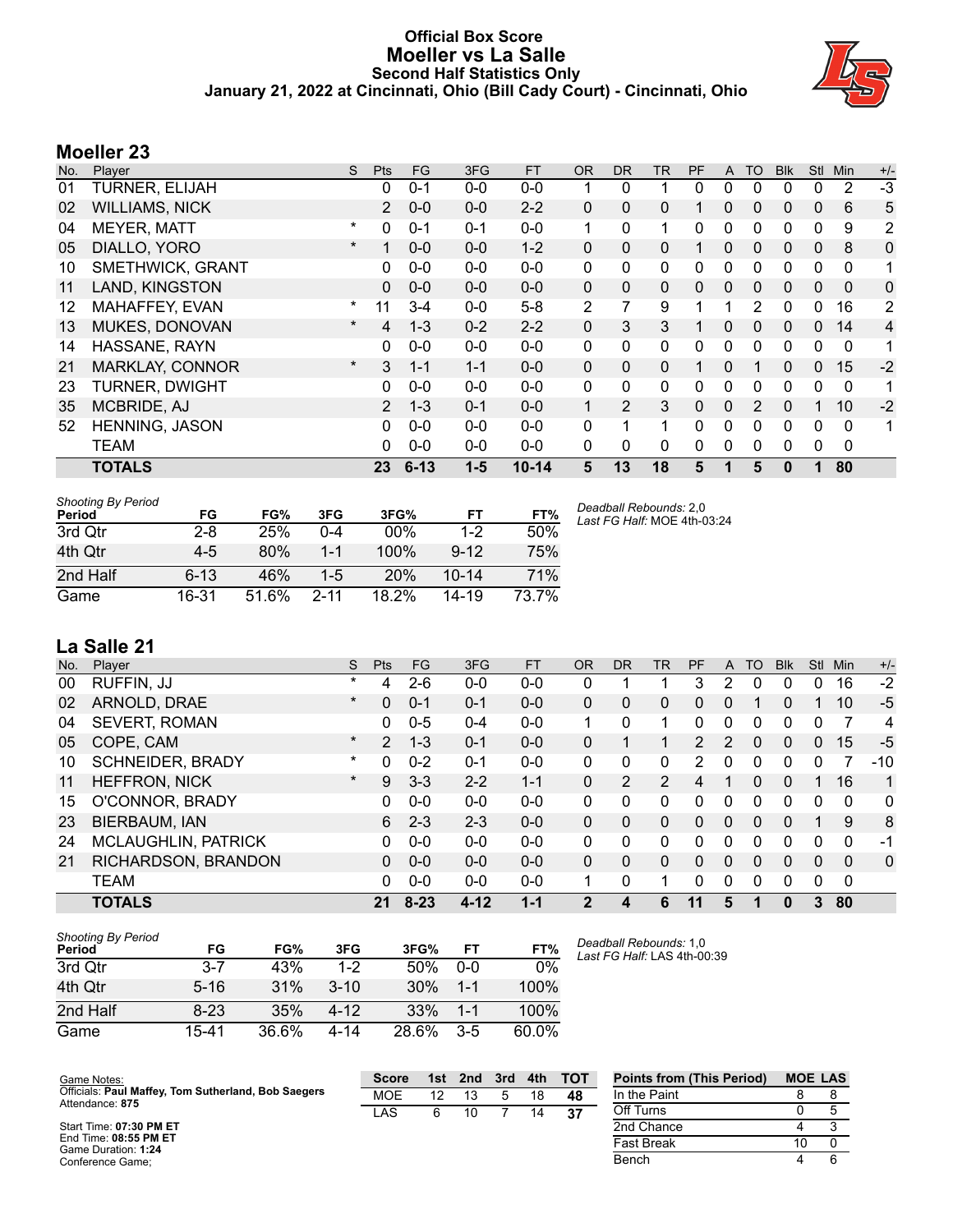# Official Box Score
## Moeller vs La Salle
### Second Half Statistics Only
### January 21, 2022 at Cincinnati, Ohio (Bill Cady Court) - Cincinnati, Ohio

## Moeller 23

| No. | Player | S | Pts | FG | 3FG | FT | OR | DR | TR | PF | A | TO | Blk | Stl | Min | +/- |
|---|---|---|---|---|---|---|---|---|---|---|---|---|---|---|---|---|
| 01 | TURNER, ELIJAH | | 0 | 0-1 | 0-0 | 0-0 | 1 | 0 | 1 | 0 | 0 | 0 | 0 | 0 | 2 | -3 |
| 02 | WILLIAMS, NICK | | 2 | 0-0 | 0-0 | 2-2 | 0 | 0 | 0 | 1 | 0 | 0 | 0 | 0 | 6 | 5 |
| 04 | MEYER, MATT | * | 0 | 0-1 | 0-1 | 0-0 | 1 | 0 | 1 | 0 | 0 | 0 | 0 | 0 | 9 | 2 |
| 05 | DIALLO, YORO | * | 1 | 0-0 | 0-0 | 1-2 | 0 | 0 | 0 | 1 | 0 | 0 | 0 | 0 | 8 | 0 |
| 10 | SMETHWICK, GRANT | | 0 | 0-0 | 0-0 | 0-0 | 0 | 0 | 0 | 0 | 0 | 0 | 0 | 0 | 0 | 1 |
| 11 | LAND, KINGSTON | | 0 | 0-0 | 0-0 | 0-0 | 0 | 0 | 0 | 0 | 0 | 0 | 0 | 0 | 0 | 0 |
| 12 | MAHAFFEY, EVAN | * | 11 | 3-4 | 0-0 | 5-8 | 2 | 7 | 9 | 1 | 1 | 2 | 0 | 0 | 16 | 2 |
| 13 | MUKES, DONOVAN | * | 4 | 1-3 | 0-2 | 2-2 | 0 | 3 | 3 | 1 | 0 | 0 | 0 | 0 | 14 | 4 |
| 14 | HASSANE, RAYN | | 0 | 0-0 | 0-0 | 0-0 | 0 | 0 | 0 | 0 | 0 | 0 | 0 | 0 | 0 | 1 |
| 21 | MARKLAY, CONNOR | * | 3 | 1-1 | 1-1 | 0-0 | 0 | 0 | 0 | 1 | 0 | 1 | 0 | 0 | 15 | -2 |
| 23 | TURNER, DWIGHT | | 0 | 0-0 | 0-0 | 0-0 | 0 | 0 | 0 | 0 | 0 | 0 | 0 | 0 | 0 | 1 |
| 35 | MCBRIDE, AJ | | 2 | 1-3 | 0-1 | 0-0 | 1 | 2 | 3 | 0 | 0 | 2 | 0 | 1 | 10 | -2 |
| 52 | HENNING, JASON | | 0 | 0-0 | 0-0 | 0-0 | 0 | 1 | 1 | 0 | 0 | 0 | 0 | 0 | 0 | 1 |
| | TEAM | | 0 | 0-0 | 0-0 | 0-0 | 0 | 0 | 0 | 0 | 0 | 0 | 0 | 0 | 0 | |
| | **TOTALS** | | **23** | **6-13** | **1-5** | **10-14** | **5** | **13** | **18** | **5** | **1** | **5** | **0** | **1** | **80** | |

*Shooting By Period*

| Period | FG | FG% | 3FG | 3FG% | FT | FT% |
|---|---|---|---|---|---|---|
| 3rd Qtr | 2-8 | 25% | 0-4 | 00% | 1-2 | 50% |
| 4th Qtr | 4-5 | 80% | 1-1 | 100% | 9-12 | 75% |
| 2nd Half | 6-13 | 46% | 1-5 | 20% | 10-14 | 71% |
| Game | 16-31 | 51.6% | 2-11 | 18.2% | 14-19 | 73.7% |

*Deadball Rebounds:* 2,0
*Last FG Half:* MOE 4th-03:24

## La Salle 21

| No. | Player | S | Pts | FG | 3FG | FT | OR | DR | TR | PF | A | TO | Blk | Stl | Min | +/- |
|---|---|---|---|---|---|---|---|---|---|---|---|---|---|---|---|---|
| 00 | RUFFIN, JJ | * | 4 | 2-6 | 0-0 | 0-0 | 0 | 1 | 1 | 3 | 2 | 0 | 0 | 0 | 16 | -2 |
| 02 | ARNOLD, DRAE | * | 0 | 0-1 | 0-1 | 0-0 | 0 | 0 | 0 | 0 | 0 | 1 | 0 | 1 | 10 | -5 |
| 04 | SEVERT, ROMAN | | 0 | 0-5 | 0-4 | 0-0 | 1 | 0 | 1 | 0 | 0 | 0 | 0 | 0 | 7 | 4 |
| 05 | COPE, CAM | * | 2 | 1-3 | 0-1 | 0-0 | 0 | 1 | 1 | 2 | 2 | 0 | 0 | 0 | 15 | -5 |
| 10 | SCHNEIDER, BRADY | * | 0 | 0-2 | 0-1 | 0-0 | 0 | 0 | 0 | 2 | 0 | 0 | 0 | 0 | 7 | -10 |
| 11 | HEFFRON, NICK | * | 9 | 3-3 | 2-2 | 1-1 | 0 | 2 | 2 | 4 | 1 | 0 | 0 | 1 | 16 | 1 |
| 15 | O'CONNOR, BRADY | | 0 | 0-0 | 0-0 | 0-0 | 0 | 0 | 0 | 0 | 0 | 0 | 0 | 0 | 0 | 0 |
| 23 | BIERBAUM, IAN | | 6 | 2-3 | 2-3 | 0-0 | 0 | 0 | 0 | 0 | 0 | 0 | 0 | 1 | 9 | 8 |
| 24 | MCLAUGHLIN, PATRICK | | 0 | 0-0 | 0-0 | 0-0 | 0 | 0 | 0 | 0 | 0 | 0 | 0 | 0 | 0 | -1 |
| 21 | RICHARDSON, BRANDON | | 0 | 0-0 | 0-0 | 0-0 | 0 | 0 | 0 | 0 | 0 | 0 | 0 | 0 | 0 | 0 |
| | TEAM | | 0 | 0-0 | 0-0 | 0-0 | 1 | 0 | 1 | 0 | 0 | 0 | 0 | 0 | 0 | |
| | **TOTALS** | | **21** | **8-23** | **4-12** | **1-1** | **2** | **4** | **6** | **11** | **5** | **1** | **0** | **3** | **80** | |

*Shooting By Period*

| Period | FG | FG% | 3FG | 3FG% | FT | FT% |
|---|---|---|---|---|---|---|
| 3rd Qtr | 3-7 | 43% | 1-2 | 50% | 0-0 | 0% |
| 4th Qtr | 5-16 | 31% | 3-10 | 30% | 1-1 | 100% |
| 2nd Half | 8-23 | 35% | 4-12 | 33% | 1-1 | 100% |
| Game | 15-41 | 36.6% | 4-14 | 28.6% | 3-5 | 60.0% |

*Deadball Rebounds:* 1,0
*Last FG Half:* LAS 4th-00:39

Game Notes:
Officials: **Paul Maffey, Tom Sutherland, Bob Saegers**
Attendance: **875**

Start Time: **07:30 PM ET**
End Time: **08:55 PM ET**
Game Duration: **1:24**
Conference Game;

| Score | 1st | 2nd | 3rd | 4th | TOT |
|---|---|---|---|---|---|
| MOE | 12 | 13 | 5 | 18 | **48** |
| LAS | 6 | 10 | 7 | 14 | **37** |

| Points from (This Period) | MOE | LAS |
|---|---|---|
| In the Paint | 8 | 8 |
| Off Turns | 0 | 5 |
| 2nd Chance | 4 | 3 |
| Fast Break | 10 | 0 |
| Bench | 4 | 6 |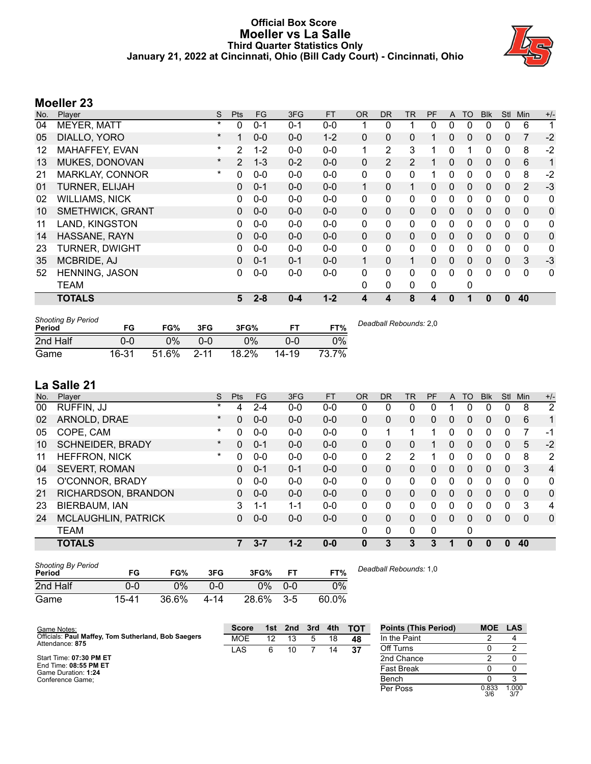# Official Box Score
# Moeller vs La Salle
## Third Quarter Statistics Only
### January 21, 2022 at Cincinnati, Ohio (Bill Cady Court) - Cincinnati, Ohio

## Moeller 23

| No. | Player | S | Pts | FG | 3FG | FT | OR | DR | TR | PF | A | TO | Blk | Stl | Min | +/- |
|---|---|---|---|---|---|---|---|---|---|---|---|---|---|---|---|---|
| 04 | MEYER, MATT | * | 0 | 0-1 | 0-1 | 0-0 | 1 | 0 | 1 | 0 | 0 | 0 | 0 | 0 | 6 | 1 |
| 05 | DIALLO, YORO | * | 1 | 0-0 | 0-0 | 1-2 | 0 | 0 | 0 | 1 | 0 | 0 | 0 | 0 | 7 | -2 |
| 12 | MAHAFFEY, EVAN | * | 2 | 1-2 | 0-0 | 0-0 | 1 | 2 | 3 | 1 | 0 | 1 | 0 | 0 | 8 | -2 |
| 13 | MUKES, DONOVAN | * | 2 | 1-3 | 0-2 | 0-0 | 0 | 2 | 2 | 1 | 0 | 0 | 0 | 0 | 6 | 1 |
| 21 | MARKLAY, CONNOR | * | 0 | 0-0 | 0-0 | 0-0 | 0 | 0 | 0 | 1 | 0 | 0 | 0 | 0 | 8 | -2 |
| 01 | TURNER, ELIJAH | | 0 | 0-1 | 0-0 | 0-0 | 1 | 0 | 1 | 0 | 0 | 0 | 0 | 0 | 2 | -3 |
| 02 | WILLIAMS, NICK | | 0 | 0-0 | 0-0 | 0-0 | 0 | 0 | 0 | 0 | 0 | 0 | 0 | 0 | 0 | 0 |
| 10 | SMETHWICK, GRANT | | 0 | 0-0 | 0-0 | 0-0 | 0 | 0 | 0 | 0 | 0 | 0 | 0 | 0 | 0 | 0 |
| 11 | LAND, KINGSTON | | 0 | 0-0 | 0-0 | 0-0 | 0 | 0 | 0 | 0 | 0 | 0 | 0 | 0 | 0 | 0 |
| 14 | HASSANE, RAYN | | 0 | 0-0 | 0-0 | 0-0 | 0 | 0 | 0 | 0 | 0 | 0 | 0 | 0 | 0 | 0 |
| 23 | TURNER, DWIGHT | | 0 | 0-0 | 0-0 | 0-0 | 0 | 0 | 0 | 0 | 0 | 0 | 0 | 0 | 0 | 0 |
| 35 | MCBRIDE, AJ | | 0 | 0-1 | 0-1 | 0-0 | 1 | 0 | 1 | 0 | 0 | 0 | 0 | 0 | 3 | -3 |
| 52 | HENNING, JASON | | 0 | 0-0 | 0-0 | 0-0 | 0 | 0 | 0 | 0 | 0 | 0 | 0 | 0 | 0 | 0 |
| | TEAM | | | | | | 0 | 0 | 0 | 0 | | 0 | | | | |
| | **TOTALS** | | **5** | **2-8** | **0-4** | **1-2** | **4** | **4** | **8** | **4** | **0** | **1** | **0** | **0** | **40** | |

| Shooting By Period Period | FG | FG% | 3FG | 3FG% | FT | FT% |
|---|---|---|---|---|---|---|
| 2nd Half | 0-0 | 0% | 0-0 | 0% | 0-0 | 0% |
| Game | 16-31 | 51.6% | 2-11 | 18.2% | 14-19 | 73.7% |

*Deadball Rebounds:* 2,0

## La Salle 21

| No. | Player | S | Pts | FG | 3FG | FT | OR | DR | TR | PF | A | TO | Blk | Stl | Min | +/- |
|---|---|---|---|---|---|---|---|---|---|---|---|---|---|---|---|---|
| 00 | RUFFIN, JJ | * | 4 | 2-4 | 0-0 | 0-0 | 0 | 0 | 0 | 0 | 1 | 0 | 0 | 0 | 8 | 2 |
| 02 | ARNOLD, DRAE | * | 0 | 0-0 | 0-0 | 0-0 | 0 | 0 | 0 | 0 | 0 | 0 | 0 | 0 | 6 | 1 |
| 05 | COPE, CAM | * | 0 | 0-0 | 0-0 | 0-0 | 0 | 1 | 1 | 1 | 0 | 0 | 0 | 0 | 7 | -1 |
| 10 | SCHNEIDER, BRADY | * | 0 | 0-1 | 0-0 | 0-0 | 0 | 0 | 0 | 1 | 0 | 0 | 0 | 0 | 5 | -2 |
| 11 | HEFFRON, NICK | * | 0 | 0-0 | 0-0 | 0-0 | 0 | 2 | 2 | 1 | 0 | 0 | 0 | 0 | 8 | 2 |
| 04 | SEVERT, ROMAN | | 0 | 0-1 | 0-1 | 0-0 | 0 | 0 | 0 | 0 | 0 | 0 | 0 | 0 | 3 | 4 |
| 15 | O'CONNOR, BRADY | | 0 | 0-0 | 0-0 | 0-0 | 0 | 0 | 0 | 0 | 0 | 0 | 0 | 0 | 0 | 0 |
| 21 | RICHARDSON, BRANDON | | 0 | 0-0 | 0-0 | 0-0 | 0 | 0 | 0 | 0 | 0 | 0 | 0 | 0 | 0 | 0 |
| 23 | BIERBAUM, IAN | | 3 | 1-1 | 1-1 | 0-0 | 0 | 0 | 0 | 0 | 0 | 0 | 0 | 0 | 3 | 4 |
| 24 | MCLAUGHLIN, PATRICK | | 0 | 0-0 | 0-0 | 0-0 | 0 | 0 | 0 | 0 | 0 | 0 | 0 | 0 | 0 | 0 |
| | TEAM | | | | | | 0 | 0 | 0 | 0 | | 0 | | | | |
| | **TOTALS** | | **7** | **3-7** | **1-2** | **0-0** | **0** | **3** | **3** | **3** | **1** | **0** | **0** | **0** | **40** | |

| Shooting By Period Period | FG | FG% | 3FG | 3FG% | FT | FT% |
|---|---|---|---|---|---|---|
| 2nd Half | 0-0 | 0% | 0-0 | 0% | 0-0 | 0% |
| Game | 15-41 | 36.6% | 4-14 | 28.6% | 3-5 | 60.0% |

*Deadball Rebounds:* 1,0

Game Notes:
Officials: **Paul Maffey, Tom Sutherland, Bob Saegers**
Attendance: **875**

Start Time: **07:30 PM ET**
End Time: **08:55 PM ET**
Game Duration: **1:24**
Conference Game;

| Score | 1st | 2nd | 3rd | 4th | TOT |
|---|---|---|---|---|---|
| MOE | 12 | 13 | 5 | 18 | **48** |
| LAS | 6 | 10 | 7 | 14 | **37** |

| Points (This Period) | MOE | LAS |
|---|---|---|
| In the Paint | 2 | 4 |
| Off Turns | 0 | 2 |
| 2nd Chance | 2 | 0 |
| Fast Break | 0 | 0 |
| Bench | 0 | 3 |
| Per Poss | 0.833 3/6 | 1.000 3/7 |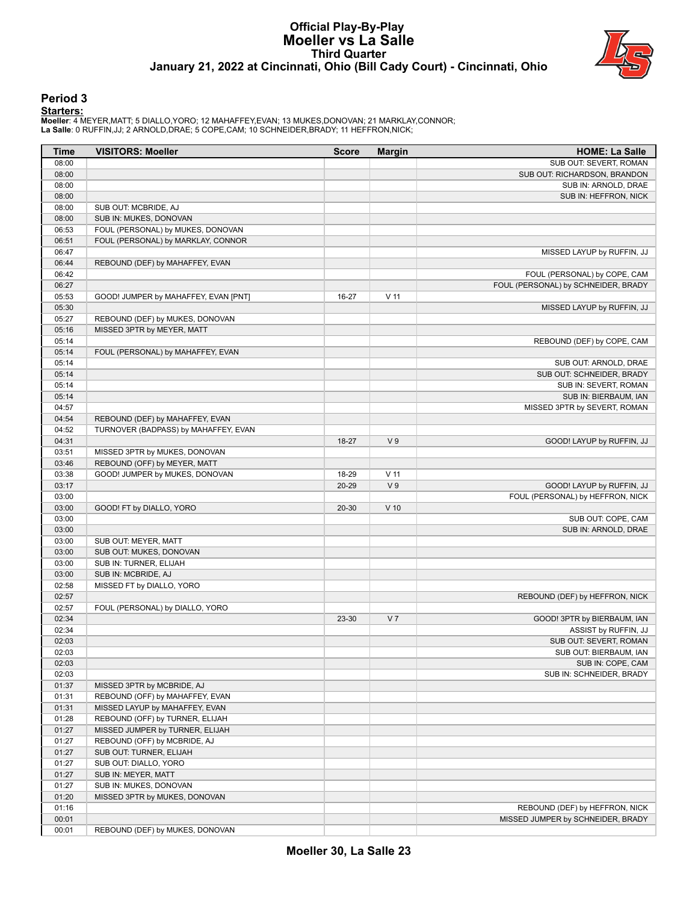# Official Play-By-Play
# Moeller vs La Salle
## Third Quarter
### January 21, 2022 at Cincinnati, Ohio (Bill Cady Court) - Cincinnati, Ohio

## Period 3

**Starters:**

**Moeller**: 4 MEYER,MATT; 5 DIALLO,YORO; 12 MAHAFFEY,EVAN; 13 MUKES,DONOVAN; 21 MARKLAY,CONNOR;
**La Salle**: 0 RUFFIN,JJ; 2 ARNOLD,DRAE; 5 COPE,CAM; 10 SCHNEIDER,BRADY; 11 HEFFRON,NICK;

| Time | VISITORS: Moeller | Score | Margin | HOME: La Salle |
|---|---|---|---|---|
| 08:00 | | | | SUB OUT: SEVERT, ROMAN |
| 08:00 | | | | SUB OUT: RICHARDSON, BRANDON |
| 08:00 | | | | SUB IN: ARNOLD, DRAE |
| 08:00 | | | | SUB IN: HEFFRON, NICK |
| 08:00 | SUB OUT: MCBRIDE, AJ | | | |
| 08:00 | SUB IN: MUKES, DONOVAN | | | |
| 06:53 | FOUL (PERSONAL) by MUKES, DONOVAN | | | |
| 06:51 | FOUL (PERSONAL) by MARKLAY, CONNOR | | | |
| 06:47 | | | | MISSED LAYUP by RUFFIN, JJ |
| 06:44 | REBOUND (DEF) by MAHAFFEY, EVAN | | | |
| 06:42 | | | | FOUL (PERSONAL) by COPE, CAM |
| 06:27 | | | | FOUL (PERSONAL) by SCHNEIDER, BRADY |
| 05:53 | GOOD! JUMPER by MAHAFFEY, EVAN [PNT] | 16-27 | V 11 | |
| 05:30 | | | | MISSED LAYUP by RUFFIN, JJ |
| 05:27 | REBOUND (DEF) by MUKES, DONOVAN | | | |
| 05:16 | MISSED 3PTR by MEYER, MATT | | | |
| 05:14 | | | | REBOUND (DEF) by COPE, CAM |
| 05:14 | FOUL (PERSONAL) by MAHAFFEY, EVAN | | | |
| 05:14 | | | | SUB OUT: ARNOLD, DRAE |
| 05:14 | | | | SUB OUT: SCHNEIDER, BRADY |
| 05:14 | | | | SUB IN: SEVERT, ROMAN |
| 05:14 | | | | SUB IN: BIERBAUM, IAN |
| 04:57 | | | | MISSED 3PTR by SEVERT, ROMAN |
| 04:54 | REBOUND (DEF) by MAHAFFEY, EVAN | | | |
| 04:52 | TURNOVER (BADPASS) by MAHAFFEY, EVAN | | | |
| 04:31 | | 18-27 | V 9 | GOOD! LAYUP by RUFFIN, JJ |
| 03:51 | MISSED 3PTR by MUKES, DONOVAN | | | |
| 03:46 | REBOUND (OFF) by MEYER, MATT | | | |
| 03:38 | GOOD! JUMPER by MUKES, DONOVAN | 18-29 | V 11 | |
| 03:17 | | 20-29 | V 9 | GOOD! LAYUP by RUFFIN, JJ |
| 03:00 | | | | FOUL (PERSONAL) by HEFFRON, NICK |
| 03:00 | GOOD! FT by DIALLO, YORO | 20-30 | V 10 | |
| 03:00 | | | | SUB OUT: COPE, CAM |
| 03:00 | | | | SUB IN: ARNOLD, DRAE |
| 03:00 | SUB OUT: MEYER, MATT | | | |
| 03:00 | SUB OUT: MUKES, DONOVAN | | | |
| 03:00 | SUB IN: TURNER, ELIJAH | | | |
| 03:00 | SUB IN: MCBRIDE, AJ | | | |
| 02:58 | MISSED FT by DIALLO, YORO | | | |
| 02:57 | | | | REBOUND (DEF) by HEFFRON, NICK |
| 02:57 | FOUL (PERSONAL) by DIALLO, YORO | | | |
| 02:34 | | 23-30 | V 7 | GOOD! 3PTR by BIERBAUM, IAN |
| 02:34 | | | | ASSIST by RUFFIN, JJ |
| 02:03 | | | | SUB OUT: SEVERT, ROMAN |
| 02:03 | | | | SUB OUT: BIERBAUM, IAN |
| 02:03 | | | | SUB IN: COPE, CAM |
| 02:03 | | | | SUB IN: SCHNEIDER, BRADY |
| 01:37 | MISSED 3PTR by MCBRIDE, AJ | | | |
| 01:31 | REBOUND (OFF) by MAHAFFEY, EVAN | | | |
| 01:31 | MISSED LAYUP by MAHAFFEY, EVAN | | | |
| 01:28 | REBOUND (OFF) by TURNER, ELIJAH | | | |
| 01:27 | MISSED JUMPER by TURNER, ELIJAH | | | |
| 01:27 | REBOUND (OFF) by MCBRIDE, AJ | | | |
| 01:27 | SUB OUT: TURNER, ELIJAH | | | |
| 01:27 | SUB OUT: DIALLO, YORO | | | |
| 01:27 | SUB IN: MEYER, MATT | | | |
| 01:27 | SUB IN: MUKES, DONOVAN | | | |
| 01:20 | MISSED 3PTR by MUKES, DONOVAN | | | |
| 01:16 | | | | REBOUND (DEF) by HEFFRON, NICK |
| 00:01 | | | | MISSED JUMPER by SCHNEIDER, BRADY |
| 00:01 | REBOUND (DEF) by MUKES, DONOVAN | | | |

**Moeller 30, La Salle 23**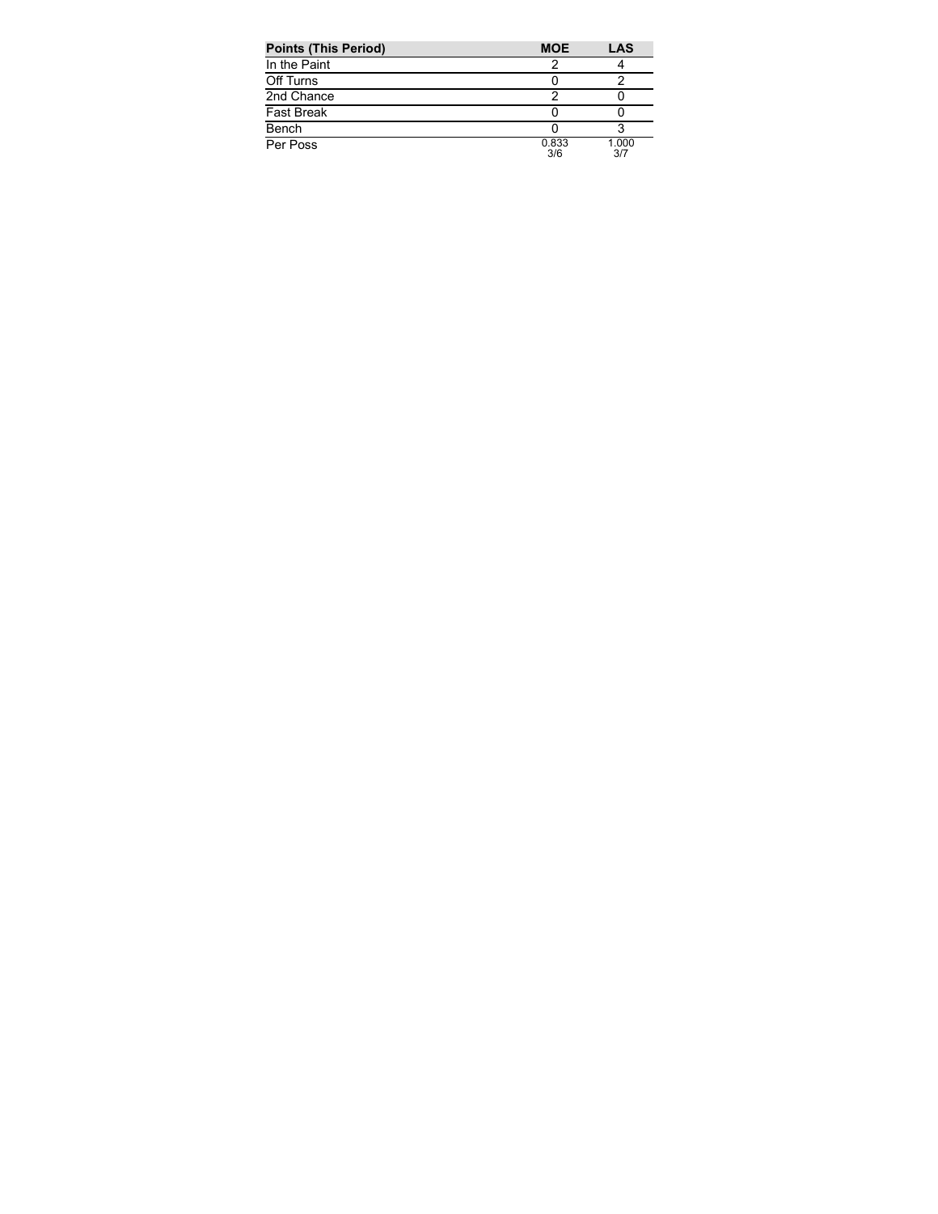| Points (This Period) | MOE | LAS |
| --- | --- | --- |
| In the Paint | 2 | 4 |
| Off Turns | 0 | 2 |
| 2nd Chance | 2 | 0 |
| Fast Break | 0 | 0 |
| Bench | 0 | 3 |
| Per Poss | 0.833<br>3/6 | 1.000<br>3/7 |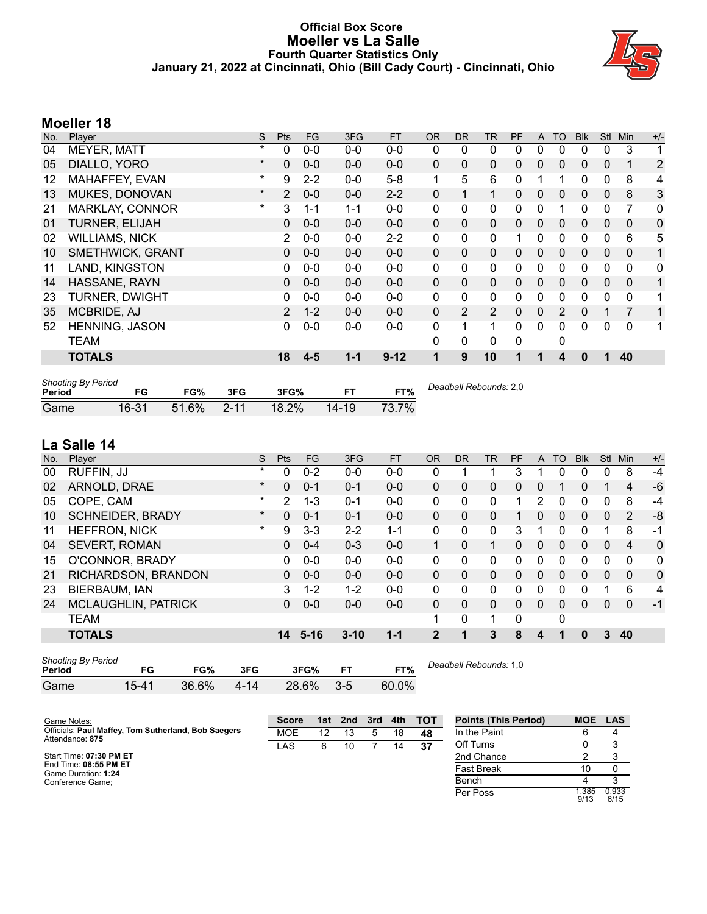# Official Box Score
## Moeller vs La Salle
### Fourth Quarter Statistics Only
### January 21, 2022 at Cincinnati, Ohio (Bill Cady Court) - Cincinnati, Ohio

## Moeller 18

| No. | Player | S | Pts | FG | 3FG | FT | OR | DR | TR | PF | A | TO | Blk | Stl | Min | +/- |
|---|---|---|---|---|---|---|---|---|---|---|---|---|---|---|---|---|
| 04 | MEYER, MATT | * | 0 | 0-0 | 0-0 | 0-0 | 0 | 0 | 0 | 0 | 0 | 0 | 0 | 0 | 3 | 1 |
| 05 | DIALLO, YORO | * | 0 | 0-0 | 0-0 | 0-0 | 0 | 0 | 0 | 0 | 0 | 0 | 0 | 0 | 1 | 2 |
| 12 | MAHAFFEY, EVAN | * | 9 | 2-2 | 0-0 | 5-8 | 1 | 5 | 6 | 0 | 1 | 1 | 0 | 0 | 8 | 4 |
| 13 | MUKES, DONOVAN | * | 2 | 0-0 | 0-0 | 2-2 | 0 | 1 | 1 | 0 | 0 | 0 | 0 | 0 | 8 | 3 |
| 21 | MARKLAY, CONNOR | * | 3 | 1-1 | 1-1 | 0-0 | 0 | 0 | 0 | 0 | 0 | 1 | 0 | 0 | 7 | 0 |
| 01 | TURNER, ELIJAH | | 0 | 0-0 | 0-0 | 0-0 | 0 | 0 | 0 | 0 | 0 | 0 | 0 | 0 | 0 | 0 |
| 02 | WILLIAMS, NICK | | 2 | 0-0 | 0-0 | 2-2 | 0 | 0 | 0 | 1 | 0 | 0 | 0 | 0 | 6 | 5 |
| 10 | SMETHWICK, GRANT | | 0 | 0-0 | 0-0 | 0-0 | 0 | 0 | 0 | 0 | 0 | 0 | 0 | 0 | 0 | 1 |
| 11 | LAND, KINGSTON | | 0 | 0-0 | 0-0 | 0-0 | 0 | 0 | 0 | 0 | 0 | 0 | 0 | 0 | 0 | 0 |
| 14 | HASSANE, RAYN | | 0 | 0-0 | 0-0 | 0-0 | 0 | 0 | 0 | 0 | 0 | 0 | 0 | 0 | 0 | 1 |
| 23 | TURNER, DWIGHT | | 0 | 0-0 | 0-0 | 0-0 | 0 | 0 | 0 | 0 | 0 | 0 | 0 | 0 | 0 | 1 |
| 35 | MCBRIDE, AJ | | 2 | 1-2 | 0-0 | 0-0 | 0 | 2 | 2 | 0 | 0 | 2 | 0 | 1 | 7 | 1 |
| 52 | HENNING, JASON | | 0 | 0-0 | 0-0 | 0-0 | 0 | 1 | 1 | 0 | 0 | 0 | 0 | 0 | 0 | 1 |
| | TEAM | | | | | | 0 | 0 | 0 | 0 | | 0 | | | | |
| | **TOTALS** | | **18** | **4-5** | **1-1** | **9-12** | **1** | **9** | **10** | **1** | **1** | **4** | **0** | **1** | **40** | |

*Shooting By Period*

| Period | FG | FG% | 3FG | 3FG% | FT | FT% |
|---|---|---|---|---|---|---|
| Game | 16-31 | 51.6% | 2-11 | 18.2% | 14-19 | 73.7% |

*Deadball Rebounds:* 2,0

## La Salle 14

| No. | Player | S | Pts | FG | 3FG | FT | OR | DR | TR | PF | A | TO | Blk | Stl | Min | +/- |
|---|---|---|---|---|---|---|---|---|---|---|---|---|---|---|---|---|
| 00 | RUFFIN, JJ | * | 0 | 0-2 | 0-0 | 0-0 | 0 | 1 | 1 | 3 | 1 | 0 | 0 | 0 | 8 | -4 |
| 02 | ARNOLD, DRAE | * | 0 | 0-1 | 0-1 | 0-0 | 0 | 0 | 0 | 0 | 0 | 1 | 0 | 1 | 4 | -6 |
| 05 | COPE, CAM | * | 2 | 1-3 | 0-1 | 0-0 | 0 | 0 | 0 | 1 | 2 | 0 | 0 | 0 | 8 | -4 |
| 10 | SCHNEIDER, BRADY | * | 0 | 0-1 | 0-1 | 0-0 | 0 | 0 | 0 | 1 | 0 | 0 | 0 | 0 | 2 | -8 |
| 11 | HEFFRON, NICK | * | 9 | 3-3 | 2-2 | 1-1 | 0 | 0 | 0 | 3 | 1 | 0 | 0 | 1 | 8 | -1 |
| 04 | SEVERT, ROMAN | | 0 | 0-4 | 0-3 | 0-0 | 1 | 0 | 1 | 0 | 0 | 0 | 0 | 0 | 4 | 0 |
| 15 | O'CONNOR, BRADY | | 0 | 0-0 | 0-0 | 0-0 | 0 | 0 | 0 | 0 | 0 | 0 | 0 | 0 | 0 | 0 |
| 21 | RICHARDSON, BRANDON | | 0 | 0-0 | 0-0 | 0-0 | 0 | 0 | 0 | 0 | 0 | 0 | 0 | 0 | 0 | 0 |
| 23 | BIERBAUM, IAN | | 3 | 1-2 | 1-2 | 0-0 | 0 | 0 | 0 | 0 | 0 | 0 | 0 | 1 | 6 | 4 |
| 24 | MCLAUGHLIN, PATRICK | | 0 | 0-0 | 0-0 | 0-0 | 0 | 0 | 0 | 0 | 0 | 0 | 0 | 0 | 0 | -1 |
| | TEAM | | | | | | 1 | 0 | 1 | 0 | | 0 | | | | |
| | **TOTALS** | | **14** | **5-16** | **3-10** | **1-1** | **2** | **1** | **3** | **8** | **4** | **1** | **0** | **3** | **40** | |

*Shooting By Period*

| Period | FG | FG% | 3FG | 3FG% | FT | FT% |
|---|---|---|---|---|---|---|
| Game | 15-41 | 36.6% | 4-14 | 28.6% | 3-5 | 60.0% |

*Deadball Rebounds:* 1,0

Game Notes:
Officials: **Paul Maffey, Tom Sutherland, Bob Saegers**
Attendance: **875**

Start Time: **07:30 PM ET**
End Time: **08:55 PM ET**
Game Duration: **1:24**
Conference Game;

| Score | 1st | 2nd | 3rd | 4th | TOT |
|---|---|---|---|---|---|
| MOE | 12 | 13 | 5 | 18 | **48** |
| LAS | 6 | 10 | 7 | 14 | **37** |

| Points (This Period) | MOE | LAS |
|---|---|---|
| In the Paint | 6 | 4 |
| Off Turns | 0 | 3 |
| 2nd Chance | 2 | 3 |
| Fast Break | 10 | 0 |
| Bench | 4 | 3 |
| Per Poss | 1.385 9/13 | 0.933 6/15 |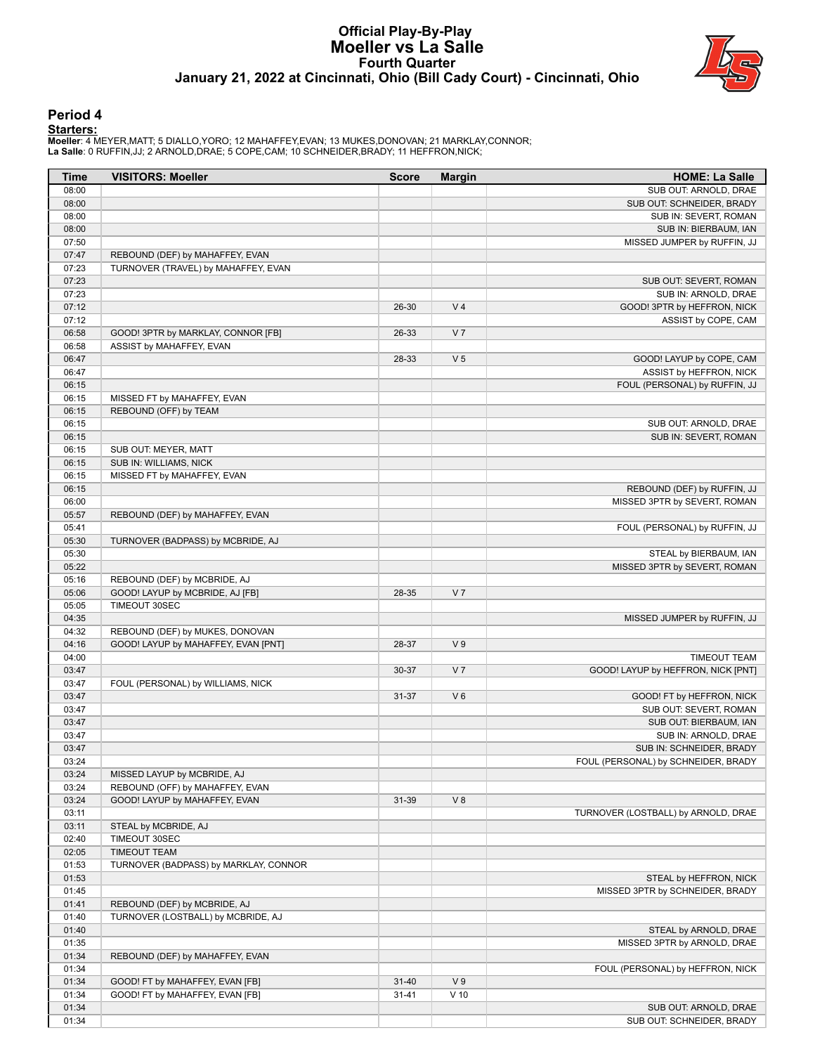# Official Play-By-Play
# Moeller vs La Salle
## Fourth Quarter
### January 21, 2022 at Cincinnati, Ohio (Bill Cady Court) - Cincinnati, Ohio

## Period 4

**Starters:**

**Moeller**: 4 MEYER,MATT; 5 DIALLO,YORO; 12 MAHAFFEY,EVAN; 13 MUKES,DONOVAN; 21 MARKLAY,CONNOR;
**La Salle**: 0 RUFFIN,JJ; 2 ARNOLD,DRAE; 5 COPE,CAM; 10 SCHNEIDER,BRADY; 11 HEFFRON,NICK;

| Time | VISITORS: Moeller | Score | Margin | HOME: La Salle |
|---|---|---|---|---|
| 08:00 | | | | SUB OUT: ARNOLD, DRAE |
| 08:00 | | | | SUB OUT: SCHNEIDER, BRADY |
| 08:00 | | | | SUB IN: SEVERT, ROMAN |
| 08:00 | | | | SUB IN: BIERBAUM, IAN |
| 07:50 | | | | MISSED JUMPER by RUFFIN, JJ |
| 07:47 | REBOUND (DEF) by MAHAFFEY, EVAN | | | |
| 07:23 | TURNOVER (TRAVEL) by MAHAFFEY, EVAN | | | |
| 07:23 | | | | SUB OUT: SEVERT, ROMAN |
| 07:23 | | | | SUB IN: ARNOLD, DRAE |
| 07:12 | | 26-30 | V 4 | GOOD! 3PTR by HEFFRON, NICK |
| 07:12 | | | | ASSIST by COPE, CAM |
| 06:58 | GOOD! 3PTR by MARKLAY, CONNOR [FB] | 26-33 | V 7 | |
| 06:58 | ASSIST by MAHAFFEY, EVAN | | | |
| 06:47 | | 28-33 | V 5 | GOOD! LAYUP by COPE, CAM |
| 06:47 | | | | ASSIST by HEFFRON, NICK |
| 06:15 | | | | FOUL (PERSONAL) by RUFFIN, JJ |
| 06:15 | MISSED FT by MAHAFFEY, EVAN | | | |
| 06:15 | REBOUND (OFF) by TEAM | | | |
| 06:15 | | | | SUB OUT: ARNOLD, DRAE |
| 06:15 | | | | SUB IN: SEVERT, ROMAN |
| 06:15 | SUB OUT: MEYER, MATT | | | |
| 06:15 | SUB IN: WILLIAMS, NICK | | | |
| 06:15 | MISSED FT by MAHAFFEY, EVAN | | | |
| 06:15 | | | | REBOUND (DEF) by RUFFIN, JJ |
| 06:00 | | | | MISSED 3PTR by SEVERT, ROMAN |
| 05:57 | REBOUND (DEF) by MAHAFFEY, EVAN | | | |
| 05:41 | | | | FOUL (PERSONAL) by RUFFIN, JJ |
| 05:30 | TURNOVER (BADPASS) by MCBRIDE, AJ | | | |
| 05:30 | | | | STEAL by BIERBAUM, IAN |
| 05:22 | | | | MISSED 3PTR by SEVERT, ROMAN |
| 05:16 | REBOUND (DEF) by MCBRIDE, AJ | | | |
| 05:06 | GOOD! LAYUP by MCBRIDE, AJ [FB] | 28-35 | V 7 | |
| 05:05 | TIMEOUT 30SEC | | | |
| 04:35 | | | | MISSED JUMPER by RUFFIN, JJ |
| 04:32 | REBOUND (DEF) by MUKES, DONOVAN | | | |
| 04:16 | GOOD! LAYUP by MAHAFFEY, EVAN [PNT] | 28-37 | V 9 | |
| 04:00 | | | | TIMEOUT TEAM |
| 03:47 | | 30-37 | V 7 | GOOD! LAYUP by HEFFRON, NICK [PNT] |
| 03:47 | FOUL (PERSONAL) by WILLIAMS, NICK | | | |
| 03:47 | | 31-37 | V 6 | GOOD! FT by HEFFRON, NICK |
| 03:47 | | | | SUB OUT: SEVERT, ROMAN |
| 03:47 | | | | SUB OUT: BIERBAUM, IAN |
| 03:47 | | | | SUB IN: ARNOLD, DRAE |
| 03:47 | | | | SUB IN: SCHNEIDER, BRADY |
| 03:24 | | | | FOUL (PERSONAL) by SCHNEIDER, BRADY |
| 03:24 | MISSED LAYUP by MCBRIDE, AJ | | | |
| 03:24 | REBOUND (OFF) by MAHAFFEY, EVAN | | | |
| 03:24 | GOOD! LAYUP by MAHAFFEY, EVAN | 31-39 | V 8 | |
| 03:11 | | | | TURNOVER (LOSTBALL) by ARNOLD, DRAE |
| 03:11 | STEAL by MCBRIDE, AJ | | | |
| 02:40 | TIMEOUT 30SEC | | | |
| 02:05 | TIMEOUT TEAM | | | |
| 01:53 | TURNOVER (BADPASS) by MARKLAY, CONNOR | | | |
| 01:53 | | | | STEAL by HEFFRON, NICK |
| 01:45 | | | | MISSED 3PTR by SCHNEIDER, BRADY |
| 01:41 | REBOUND (DEF) by MCBRIDE, AJ | | | |
| 01:40 | TURNOVER (LOSTBALL) by MCBRIDE, AJ | | | |
| 01:40 | | | | STEAL by ARNOLD, DRAE |
| 01:35 | | | | MISSED 3PTR by ARNOLD, DRAE |
| 01:34 | REBOUND (DEF) by MAHAFFEY, EVAN | | | |
| 01:34 | | | | FOUL (PERSONAL) by HEFFRON, NICK |
| 01:34 | GOOD! FT by MAHAFFEY, EVAN [FB] | 31-40 | V 9 | |
| 01:34 | GOOD! FT by MAHAFFEY, EVAN [FB] | 31-41 | V 10 | |
| 01:34 | | | | SUB OUT: ARNOLD, DRAE |
| 01:34 | | | | SUB OUT: SCHNEIDER, BRADY |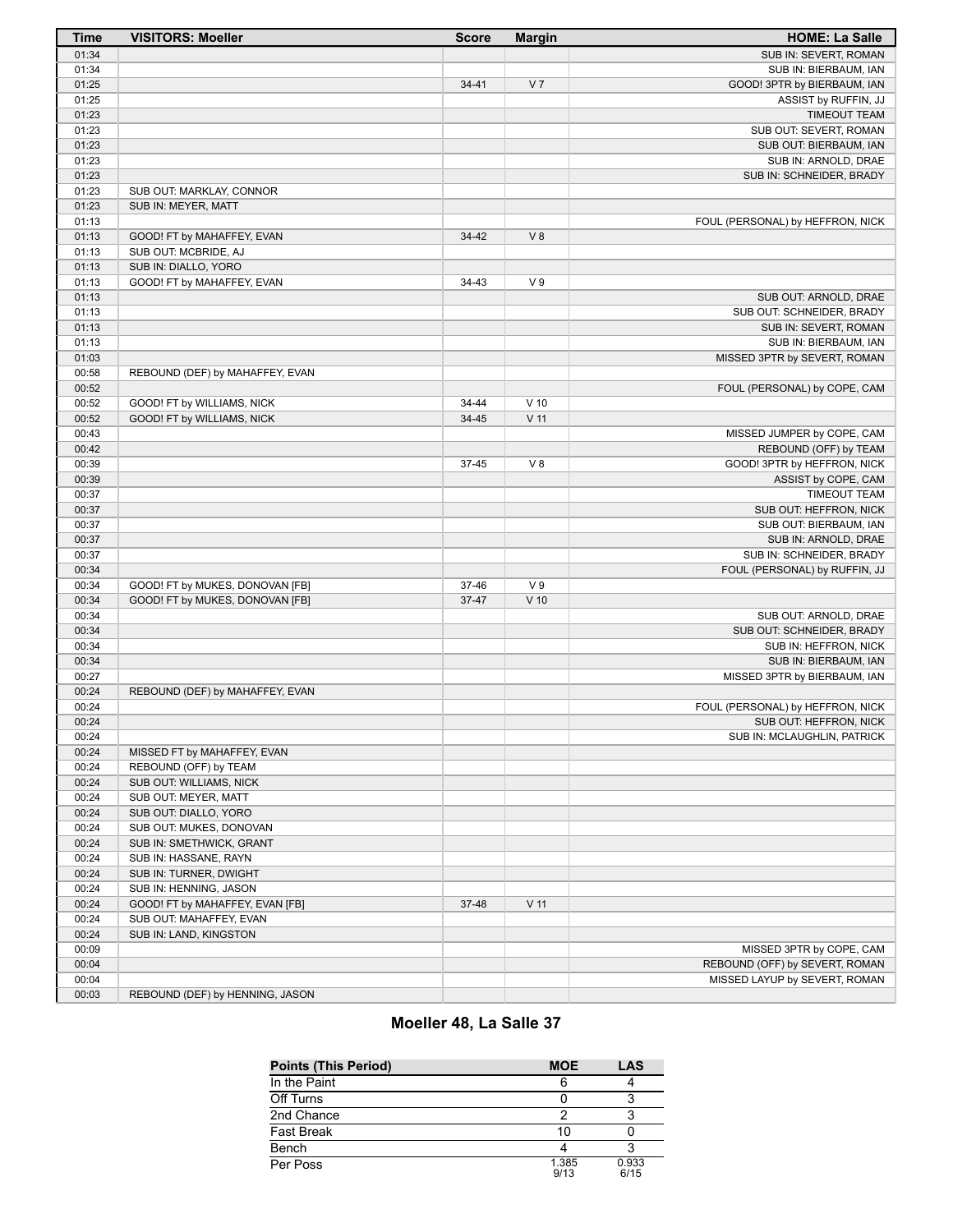| Time | VISITORS: Moeller | Score | Margin | HOME: La Salle |
|---|---|---|---|---|
| 01:34 | | | | SUB IN: SEVERT, ROMAN |
| 01:34 | | | | SUB IN: BIERBAUM, IAN |
| 01:25 | | 34-41 | V 7 | GOOD! 3PTR by BIERBAUM, IAN |
| 01:25 | | | | ASSIST by RUFFIN, JJ |
| 01:23 | | | | TIMEOUT TEAM |
| 01:23 | | | | SUB OUT: SEVERT, ROMAN |
| 01:23 | | | | SUB OUT: BIERBAUM, IAN |
| 01:23 | | | | SUB IN: ARNOLD, DRAE |
| 01:23 | | | | SUB IN: SCHNEIDER, BRADY |
| 01:23 | SUB OUT: MARKLAY, CONNOR | | | |
| 01:23 | SUB IN: MEYER, MATT | | | |
| 01:13 | | | | FOUL (PERSONAL) by HEFFRON, NICK |
| 01:13 | GOOD! FT by MAHAFFEY, EVAN | 34-42 | V 8 | |
| 01:13 | SUB OUT: MCBRIDE, AJ | | | |
| 01:13 | SUB IN: DIALLO, YORO | | | |
| 01:13 | GOOD! FT by MAHAFFEY, EVAN | 34-43 | V 9 | |
| 01:13 | | | | SUB OUT: ARNOLD, DRAE |
| 01:13 | | | | SUB OUT: SCHNEIDER, BRADY |
| 01:13 | | | | SUB IN: SEVERT, ROMAN |
| 01:13 | | | | SUB IN: BIERBAUM, IAN |
| 01:03 | | | | MISSED 3PTR by SEVERT, ROMAN |
| 00:58 | REBOUND (DEF) by MAHAFFEY, EVAN | | | |
| 00:52 | | | | FOUL (PERSONAL) by COPE, CAM |
| 00:52 | GOOD! FT by WILLIAMS, NICK | 34-44 | V 10 | |
| 00:52 | GOOD! FT by WILLIAMS, NICK | 34-45 | V 11 | |
| 00:43 | | | | MISSED JUMPER by COPE, CAM |
| 00:42 | | | | REBOUND (OFF) by TEAM |
| 00:39 | | 37-45 | V 8 | GOOD! 3PTR by HEFFRON, NICK |
| 00:39 | | | | ASSIST by COPE, CAM |
| 00:37 | | | | TIMEOUT TEAM |
| 00:37 | | | | SUB OUT: HEFFRON, NICK |
| 00:37 | | | | SUB OUT: BIERBAUM, IAN |
| 00:37 | | | | SUB IN: ARNOLD, DRAE |
| 00:37 | | | | SUB IN: SCHNEIDER, BRADY |
| 00:34 | | | | FOUL (PERSONAL) by RUFFIN, JJ |
| 00:34 | GOOD! FT by MUKES, DONOVAN [FB] | 37-46 | V 9 | |
| 00:34 | GOOD! FT by MUKES, DONOVAN [FB] | 37-47 | V 10 | |
| 00:34 | | | | SUB OUT: ARNOLD, DRAE |
| 00:34 | | | | SUB OUT: SCHNEIDER, BRADY |
| 00:34 | | | | SUB IN: HEFFRON, NICK |
| 00:34 | | | | SUB IN: BIERBAUM, IAN |
| 00:27 | | | | MISSED 3PTR by BIERBAUM, IAN |
| 00:24 | REBOUND (DEF) by MAHAFFEY, EVAN | | | |
| 00:24 | | | | FOUL (PERSONAL) by HEFFRON, NICK |
| 00:24 | | | | SUB OUT: HEFFRON, NICK |
| 00:24 | | | | SUB IN: MCLAUGHLIN, PATRICK |
| 00:24 | MISSED FT by MAHAFFEY, EVAN | | | |
| 00:24 | REBOUND (OFF) by TEAM | | | |
| 00:24 | SUB OUT: WILLIAMS, NICK | | | |
| 00:24 | SUB OUT: MEYER, MATT | | | |
| 00:24 | SUB OUT: DIALLO, YORO | | | |
| 00:24 | SUB OUT: MUKES, DONOVAN | | | |
| 00:24 | SUB IN: SMETHWICK, GRANT | | | |
| 00:24 | SUB IN: HASSANE, RAYN | | | |
| 00:24 | SUB IN: TURNER, DWIGHT | | | |
| 00:24 | SUB IN: HENNING, JASON | | | |
| 00:24 | GOOD! FT by MAHAFFEY, EVAN [FB] | 37-48 | V 11 | |
| 00:24 | SUB OUT: MAHAFFEY, EVAN | | | |
| 00:24 | SUB IN: LAND, KINGSTON | | | |
| 00:09 | | | | MISSED 3PTR by COPE, CAM |
| 00:04 | | | | REBOUND (OFF) by SEVERT, ROMAN |
| 00:04 | | | | MISSED LAYUP by SEVERT, ROMAN |
| 00:03 | REBOUND (DEF) by HENNING, JASON | | | |

## Moeller 48, La Salle 37

| Points (This Period) | MOE | LAS |
|---|---|---|
| In the Paint | 6 | 4 |
| Off Turns | 0 | 3 |
| 2nd Chance | 2 | 3 |
| Fast Break | 10 | 0 |
| Bench | 4 | 3 |
| Per Poss | 1.385 9/13 | 0.933 6/15 |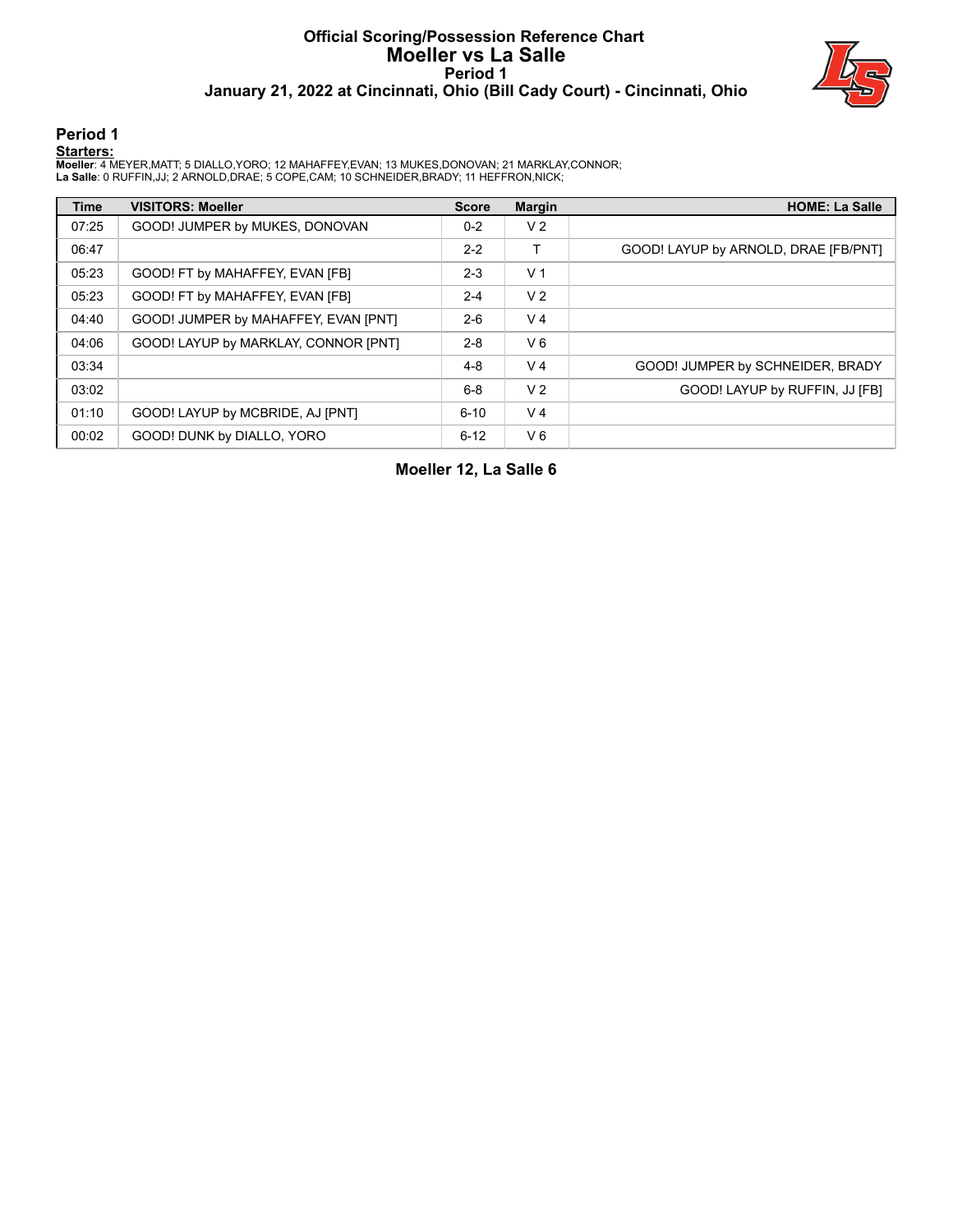# Official Scoring/Possession Reference Chart
# Moeller vs La Salle
### Period 1
### January 21, 2022 at Cincinnati, Ohio (Bill Cady Court) - Cincinnati, Ohio

## Period 1

**Starters:**

**Moeller**: 4 MEYER,MATT; 5 DIALLO,YORO; 12 MAHAFFEY,EVAN; 13 MUKES,DONOVAN; 21 MARKLAY,CONNOR;
**La Salle**: 0 RUFFIN,JJ; 2 ARNOLD,DRAE; 5 COPE,CAM; 10 SCHNEIDER,BRADY; 11 HEFFRON,NICK;

| Time | VISITORS: Moeller | Score | Margin | HOME: La Salle |
|---|---|---|---|---|
| 07:25 | GOOD! JUMPER by MUKES, DONOVAN | 0-2 | V 2 | |
| 06:47 | | 2-2 | T | GOOD! LAYUP by ARNOLD, DRAE [FB/PNT] |
| 05:23 | GOOD! FT by MAHAFFEY, EVAN [FB] | 2-3 | V 1 | |
| 05:23 | GOOD! FT by MAHAFFEY, EVAN [FB] | 2-4 | V 2 | |
| 04:40 | GOOD! JUMPER by MAHAFFEY, EVAN [PNT] | 2-6 | V 4 | |
| 04:06 | GOOD! LAYUP by MARKLAY, CONNOR [PNT] | 2-8 | V 6 | |
| 03:34 | | 4-8 | V 4 | GOOD! JUMPER by SCHNEIDER, BRADY |
| 03:02 | | 6-8 | V 2 | GOOD! LAYUP by RUFFIN, JJ [FB] |
| 01:10 | GOOD! LAYUP by MCBRIDE, AJ [PNT] | 6-10 | V 4 | |
| 00:02 | GOOD! DUNK by DIALLO, YORO | 6-12 | V 6 | |

**Moeller 12, La Salle 6**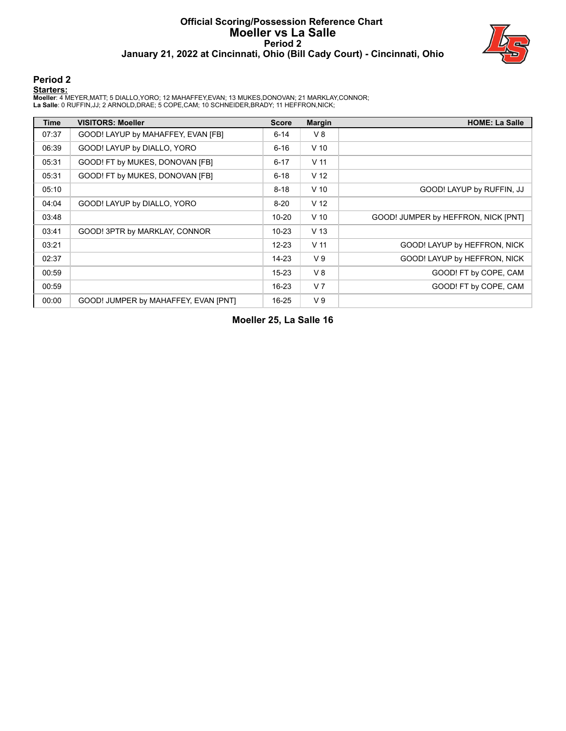# Official Scoring/Possession Reference Chart
## Moeller vs La Salle
### Period 2
### January 21, 2022 at Cincinnati, Ohio (Bill Cady Court) - Cincinnati, Ohio

## Period 2

**Starters:**

**Moeller**: 4 MEYER,MATT; 5 DIALLO,YORO; 12 MAHAFFEY,EVAN; 13 MUKES,DONOVAN; 21 MARKLAY,CONNOR;
**La Salle**: 0 RUFFIN,JJ; 2 ARNOLD,DRAE; 5 COPE,CAM; 10 SCHNEIDER,BRADY; 11 HEFFRON,NICK;

| Time | VISITORS: Moeller | Score | Margin | HOME: La Salle |
|---|---|---|---|---|
| 07:37 | GOOD! LAYUP by MAHAFFEY, EVAN [FB] | 6-14 | V 8 | |
| 06:39 | GOOD! LAYUP by DIALLO, YORO | 6-16 | V 10 | |
| 05:31 | GOOD! FT by MUKES, DONOVAN [FB] | 6-17 | V 11 | |
| 05:31 | GOOD! FT by MUKES, DONOVAN [FB] | 6-18 | V 12 | |
| 05:10 | | 8-18 | V 10 | GOOD! LAYUP by RUFFIN, JJ |
| 04:04 | GOOD! LAYUP by DIALLO, YORO | 8-20 | V 12 | |
| 03:48 | | 10-20 | V 10 | GOOD! JUMPER by HEFFRON, NICK [PNT] |
| 03:41 | GOOD! 3PTR by MARKLAY, CONNOR | 10-23 | V 13 | |
| 03:21 | | 12-23 | V 11 | GOOD! LAYUP by HEFFRON, NICK |
| 02:37 | | 14-23 | V 9 | GOOD! LAYUP by HEFFRON, NICK |
| 00:59 | | 15-23 | V 8 | GOOD! FT by COPE, CAM |
| 00:59 | | 16-23 | V 7 | GOOD! FT by COPE, CAM |
| 00:00 | GOOD! JUMPER by MAHAFFEY, EVAN [PNT] | 16-25 | V 9 | |

**Moeller 25, La Salle 16**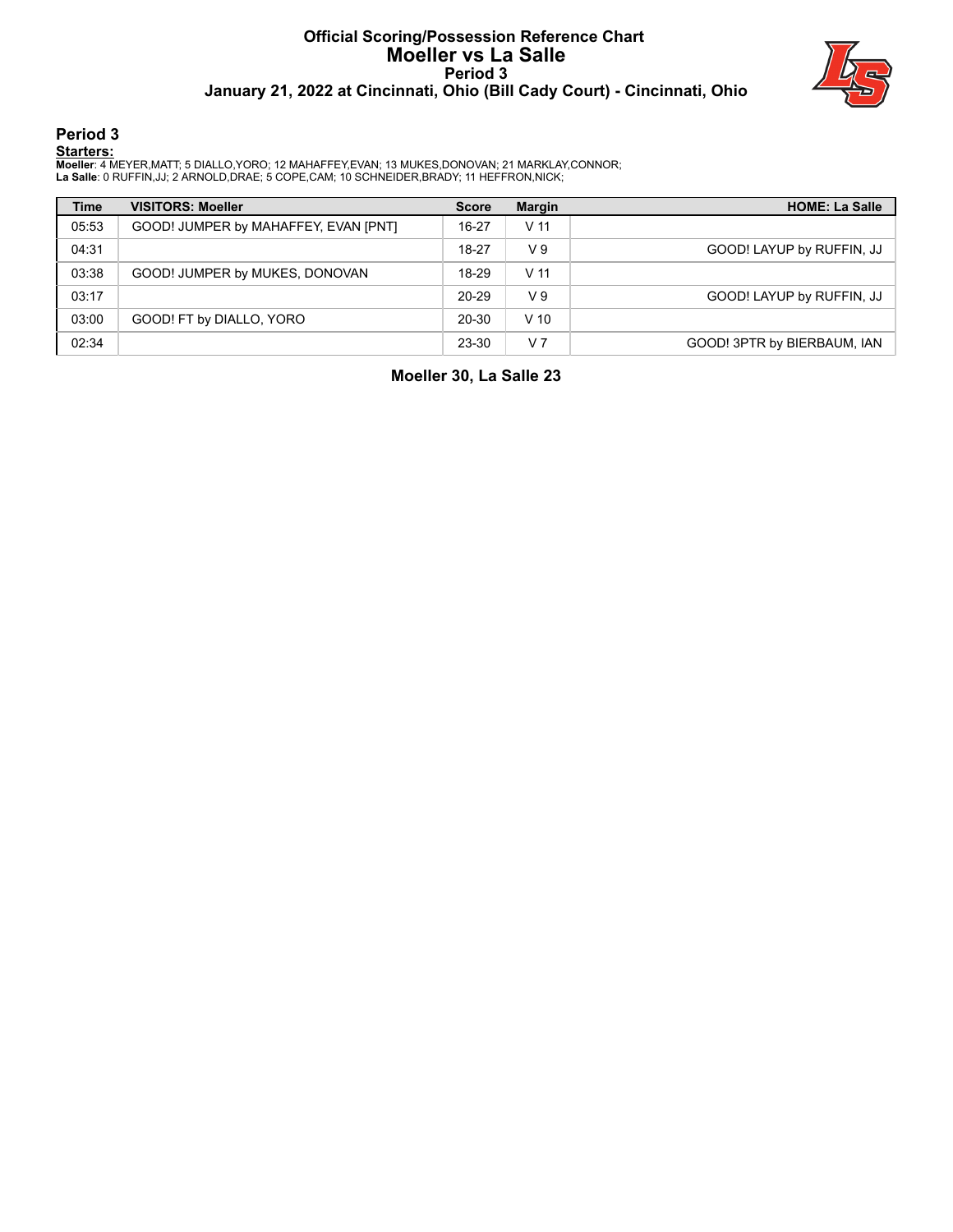# Official Scoring/Possession Reference Chart
# Moeller vs La Salle
## Period 3
### January 21, 2022 at Cincinnati, Ohio (Bill Cady Court) - Cincinnati, Ohio

## Period 3

**Starters:**

**Moeller**: 4 MEYER,MATT; 5 DIALLO,YORO; 12 MAHAFFEY,EVAN; 13 MUKES,DONOVAN; 21 MARKLAY,CONNOR;
**La Salle**: 0 RUFFIN,JJ; 2 ARNOLD,DRAE; 5 COPE,CAM; 10 SCHNEIDER,BRADY; 11 HEFFRON,NICK;

| Time | VISITORS: Moeller | Score | Margin | HOME: La Salle |
|---|---|---|---|---|
| 05:53 | GOOD! JUMPER by MAHAFFEY, EVAN [PNT] | 16-27 | V 11 | |
| 04:31 | | 18-27 | V 9 | GOOD! LAYUP by RUFFIN, JJ |
| 03:38 | GOOD! JUMPER by MUKES, DONOVAN | 18-29 | V 11 | |
| 03:17 | | 20-29 | V 9 | GOOD! LAYUP by RUFFIN, JJ |
| 03:00 | GOOD! FT by DIALLO, YORO | 20-30 | V 10 | |
| 02:34 | | 23-30 | V 7 | GOOD! 3PTR by BIERBAUM, IAN |

**Moeller 30, La Salle 23**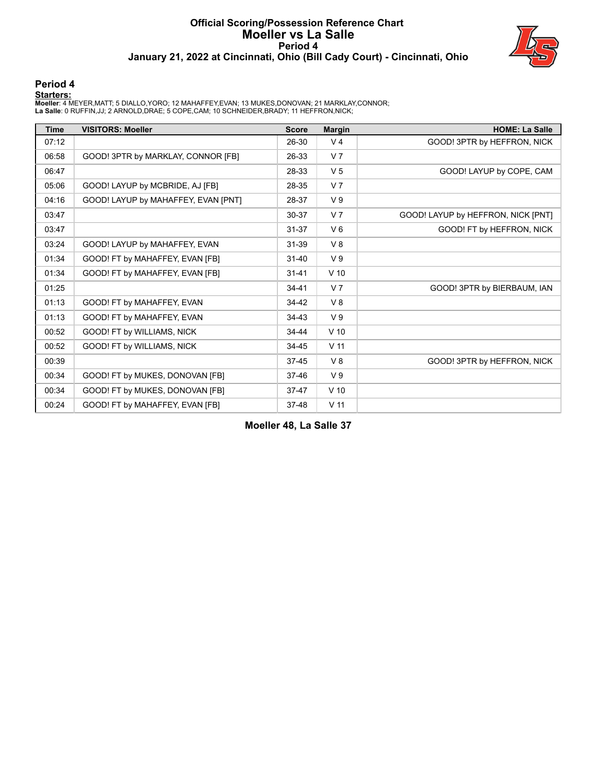# Official Scoring/Possession Reference Chart
## Moeller vs La Salle
### Period 4
### January 21, 2022 at Cincinnati, Ohio (Bill Cady Court) - Cincinnati, Ohio

## Period 4

**Starters:**
**Moeller**: 4 MEYER,MATT; 5 DIALLO,YORO; 12 MAHAFFEY,EVAN; 13 MUKES,DONOVAN; 21 MARKLAY,CONNOR;
**La Salle**: 0 RUFFIN,JJ; 2 ARNOLD,DRAE; 5 COPE,CAM; 10 SCHNEIDER,BRADY; 11 HEFFRON,NICK;

| Time | VISITORS: Moeller | Score | Margin | HOME: La Salle |
|---|---|---|---|---|
| 07:12 | | 26-30 | V 4 | GOOD! 3PTR by HEFFRON, NICK |
| 06:58 | GOOD! 3PTR by MARKLAY, CONNOR [FB] | 26-33 | V 7 | |
| 06:47 | | 28-33 | V 5 | GOOD! LAYUP by COPE, CAM |
| 05:06 | GOOD! LAYUP by MCBRIDE, AJ [FB] | 28-35 | V 7 | |
| 04:16 | GOOD! LAYUP by MAHAFFEY, EVAN [PNT] | 28-37 | V 9 | |
| 03:47 | | 30-37 | V 7 | GOOD! LAYUP by HEFFRON, NICK [PNT] |
| 03:47 | | 31-37 | V 6 | GOOD! FT by HEFFRON, NICK |
| 03:24 | GOOD! LAYUP by MAHAFFEY, EVAN | 31-39 | V 8 | |
| 01:34 | GOOD! FT by MAHAFFEY, EVAN [FB] | 31-40 | V 9 | |
| 01:34 | GOOD! FT by MAHAFFEY, EVAN [FB] | 31-41 | V 10 | |
| 01:25 | | 34-41 | V 7 | GOOD! 3PTR by BIERBAUM, IAN |
| 01:13 | GOOD! FT by MAHAFFEY, EVAN | 34-42 | V 8 | |
| 01:13 | GOOD! FT by MAHAFFEY, EVAN | 34-43 | V 9 | |
| 00:52 | GOOD! FT by WILLIAMS, NICK | 34-44 | V 10 | |
| 00:52 | GOOD! FT by WILLIAMS, NICK | 34-45 | V 11 | |
| 00:39 | | 37-45 | V 8 | GOOD! 3PTR by HEFFRON, NICK |
| 00:34 | GOOD! FT by MUKES, DONOVAN [FB] | 37-46 | V 9 | |
| 00:34 | GOOD! FT by MUKES, DONOVAN [FB] | 37-47 | V 10 | |
| 00:24 | GOOD! FT by MAHAFFEY, EVAN [FB] | 37-48 | V 11 | |

**Moeller 48, La Salle 37**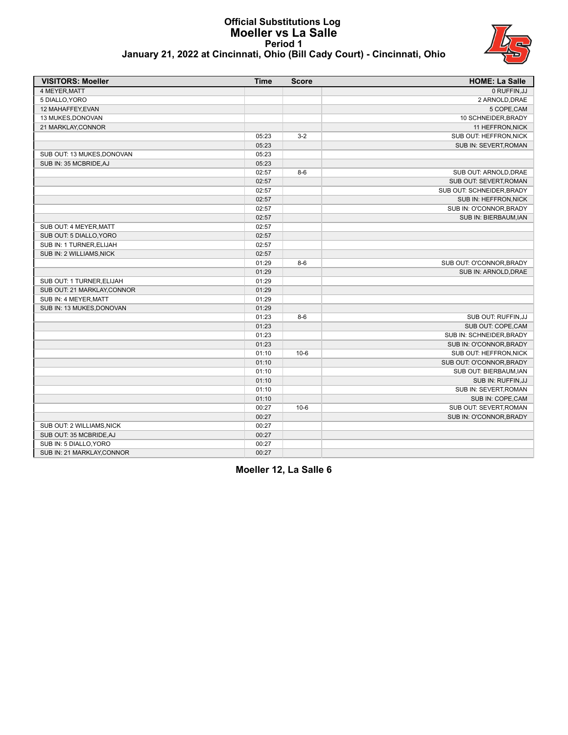# Official Substitutions Log
## Moeller vs La Salle
### Period 1
### January 21, 2022 at Cincinnati, Ohio (Bill Cady Court) - Cincinnati, Ohio

| VISITORS: Moeller | Time | Score | HOME: La Salle |
|---|---|---|---|
| 4 MEYER,MATT | | | 0 RUFFIN,JJ |
| 5 DIALLO,YORO | | | 2 ARNOLD,DRAE |
| 12 MAHAFFEY,EVAN | | | 5 COPE,CAM |
| 13 MUKES,DONOVAN | | | 10 SCHNEIDER,BRADY |
| 21 MARKLAY,CONNOR | | | 11 HEFFRON,NICK |
| | 05:23 | 3-2 | SUB OUT: HEFFRON,NICK |
| | 05:23 | | SUB IN: SEVERT,ROMAN |
| SUB OUT: 13 MUKES,DONOVAN | 05:23 | | |
| SUB IN: 35 MCBRIDE,AJ | 05:23 | | |
| | 02:57 | 8-6 | SUB OUT: ARNOLD,DRAE |
| | 02:57 | | SUB OUT: SEVERT,ROMAN |
| | 02:57 | | SUB OUT: SCHNEIDER,BRADY |
| | 02:57 | | SUB IN: HEFFRON,NICK |
| | 02:57 | | SUB IN: O'CONNOR,BRADY |
| | 02:57 | | SUB IN: BIERBAUM,IAN |
| SUB OUT: 4 MEYER,MATT | 02:57 | | |
| SUB OUT: 5 DIALLO,YORO | 02:57 | | |
| SUB IN: 1 TURNER,ELIJAH | 02:57 | | |
| SUB IN: 2 WILLIAMS,NICK | 02:57 | | |
| | 01:29 | 8-6 | SUB OUT: O'CONNOR,BRADY |
| | 01:29 | | SUB IN: ARNOLD,DRAE |
| SUB OUT: 1 TURNER,ELIJAH | 01:29 | | |
| SUB OUT: 21 MARKLAY,CONNOR | 01:29 | | |
| SUB IN: 4 MEYER,MATT | 01:29 | | |
| SUB IN: 13 MUKES,DONOVAN | 01:29 | | |
| | 01:23 | 8-6 | SUB OUT: RUFFIN,JJ |
| | 01:23 | | SUB OUT: COPE,CAM |
| | 01:23 | | SUB IN: SCHNEIDER,BRADY |
| | 01:23 | | SUB IN: O'CONNOR,BRADY |
| | 01:10 | 10-6 | SUB OUT: HEFFRON,NICK |
| | 01:10 | | SUB OUT: O'CONNOR,BRADY |
| | 01:10 | | SUB OUT: BIERBAUM,IAN |
| | 01:10 | | SUB IN: RUFFIN,JJ |
| | 01:10 | | SUB IN: SEVERT,ROMAN |
| | 01:10 | | SUB IN: COPE,CAM |
| | 00:27 | 10-6 | SUB OUT: SEVERT,ROMAN |
| | 00:27 | | SUB IN: O'CONNOR,BRADY |
| SUB OUT: 2 WILLIAMS,NICK | 00:27 | | |
| SUB OUT: 35 MCBRIDE,AJ | 00:27 | | |
| SUB IN: 5 DIALLO,YORO | 00:27 | | |
| SUB IN: 21 MARKLAY,CONNOR | 00:27 | | |

**Moeller 12, La Salle 6**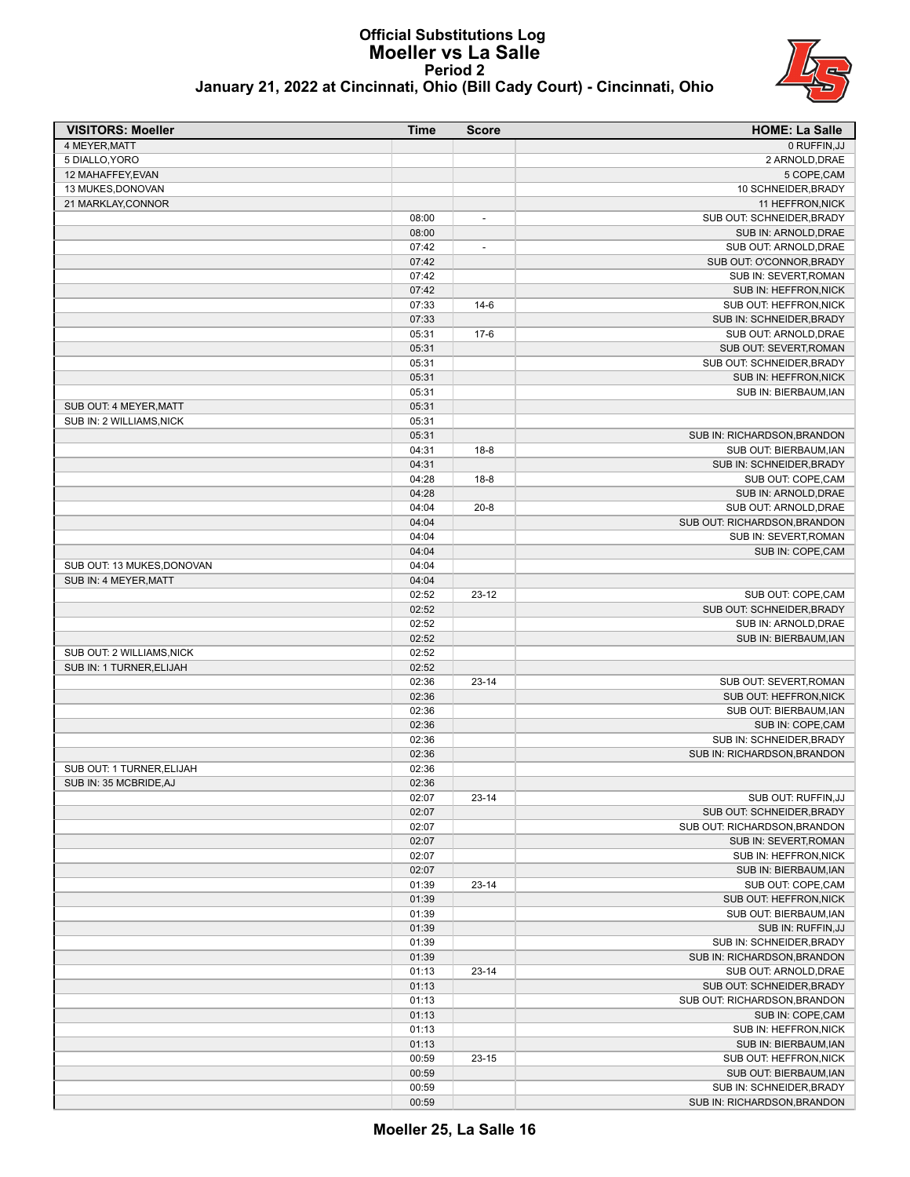# Official Substitutions Log
## Moeller vs La Salle
### Period 2
### January 21, 2022 at Cincinnati, Ohio (Bill Cady Court) - Cincinnati, Ohio

| VISITORS: Moeller | Time | Score | HOME: La Salle |
|---|---|---|---|
| 4 MEYER,MATT | | | 0 RUFFIN,JJ |
| 5 DIALLO,YORO | | | 2 ARNOLD,DRAE |
| 12 MAHAFFEY,EVAN | | | 5 COPE,CAM |
| 13 MUKES,DONOVAN | | | 10 SCHNEIDER,BRADY |
| 21 MARKLAY,CONNOR | | | 11 HEFFRON,NICK |
| | 08:00 | - | SUB OUT: SCHNEIDER,BRADY |
| | 08:00 | | SUB IN: ARNOLD,DRAE |
| | 07:42 | - | SUB OUT: ARNOLD,DRAE |
| | 07:42 | | SUB OUT: O'CONNOR,BRADY |
| | 07:42 | | SUB IN: SEVERT,ROMAN |
| | 07:42 | | SUB IN: HEFFRON,NICK |
| | 07:33 | 14-6 | SUB OUT: HEFFRON,NICK |
| | 07:33 | | SUB IN: SCHNEIDER,BRADY |
| | 05:31 | 17-6 | SUB OUT: ARNOLD,DRAE |
| | 05:31 | | SUB OUT: SEVERT,ROMAN |
| | 05:31 | | SUB OUT: SCHNEIDER,BRADY |
| | 05:31 | | SUB IN: HEFFRON,NICK |
| | 05:31 | | SUB IN: BIERBAUM,IAN |
| SUB OUT: 4 MEYER,MATT | 05:31 | | |
| SUB IN: 2 WILLIAMS,NICK | 05:31 | | |
| | 05:31 | | SUB IN: RICHARDSON,BRANDON |
| | 04:31 | 18-8 | SUB OUT: BIERBAUM,IAN |
| | 04:31 | | SUB IN: SCHNEIDER,BRADY |
| | 04:28 | 18-8 | SUB OUT: COPE,CAM |
| | 04:28 | | SUB IN: ARNOLD,DRAE |
| | 04:04 | 20-8 | SUB OUT: ARNOLD,DRAE |
| | 04:04 | | SUB OUT: RICHARDSON,BRANDON |
| | 04:04 | | SUB IN: SEVERT,ROMAN |
| | 04:04 | | SUB IN: COPE,CAM |
| SUB OUT: 13 MUKES,DONOVAN | 04:04 | | |
| SUB IN: 4 MEYER,MATT | 04:04 | | |
| | 02:52 | 23-12 | SUB OUT: COPE,CAM |
| | 02:52 | | SUB OUT: SCHNEIDER,BRADY |
| | 02:52 | | SUB IN: ARNOLD,DRAE |
| | 02:52 | | SUB IN: BIERBAUM,IAN |
| SUB OUT: 2 WILLIAMS,NICK | 02:52 | | |
| SUB IN: 1 TURNER,ELIJAH | 02:52 | | |
| | 02:36 | 23-14 | SUB OUT: SEVERT,ROMAN |
| | 02:36 | | SUB OUT: HEFFRON,NICK |
| | 02:36 | | SUB OUT: BIERBAUM,IAN |
| | 02:36 | | SUB IN: COPE,CAM |
| | 02:36 | | SUB IN: SCHNEIDER,BRADY |
| | 02:36 | | SUB IN: RICHARDSON,BRANDON |
| SUB OUT: 1 TURNER,ELIJAH | 02:36 | | |
| SUB IN: 35 MCBRIDE,AJ | 02:36 | | |
| | 02:07 | 23-14 | SUB OUT: RUFFIN,JJ |
| | 02:07 | | SUB OUT: SCHNEIDER,BRADY |
| | 02:07 | | SUB OUT: RICHARDSON,BRANDON |
| | 02:07 | | SUB IN: SEVERT,ROMAN |
| | 02:07 | | SUB IN: HEFFRON,NICK |
| | 02:07 | | SUB IN: BIERBAUM,IAN |
| | 01:39 | 23-14 | SUB OUT: COPE,CAM |
| | 01:39 | | SUB OUT: HEFFRON,NICK |
| | 01:39 | | SUB OUT: BIERBAUM,IAN |
| | 01:39 | | SUB IN: RUFFIN,JJ |
| | 01:39 | | SUB IN: SCHNEIDER,BRADY |
| | 01:39 | | SUB IN: RICHARDSON,BRANDON |
| | 01:13 | 23-14 | SUB OUT: ARNOLD,DRAE |
| | 01:13 | | SUB OUT: SCHNEIDER,BRADY |
| | 01:13 | | SUB OUT: RICHARDSON,BRANDON |
| | 01:13 | | SUB IN: COPE,CAM |
| | 01:13 | | SUB IN: HEFFRON,NICK |
| | 01:13 | | SUB IN: BIERBAUM,IAN |
| | 00:59 | 23-15 | SUB OUT: HEFFRON,NICK |
| | 00:59 | | SUB OUT: BIERBAUM,IAN |
| | 00:59 | | SUB IN: SCHNEIDER,BRADY |
| | 00:59 | | SUB IN: RICHARDSON,BRANDON |

**Moeller 25, La Salle 16**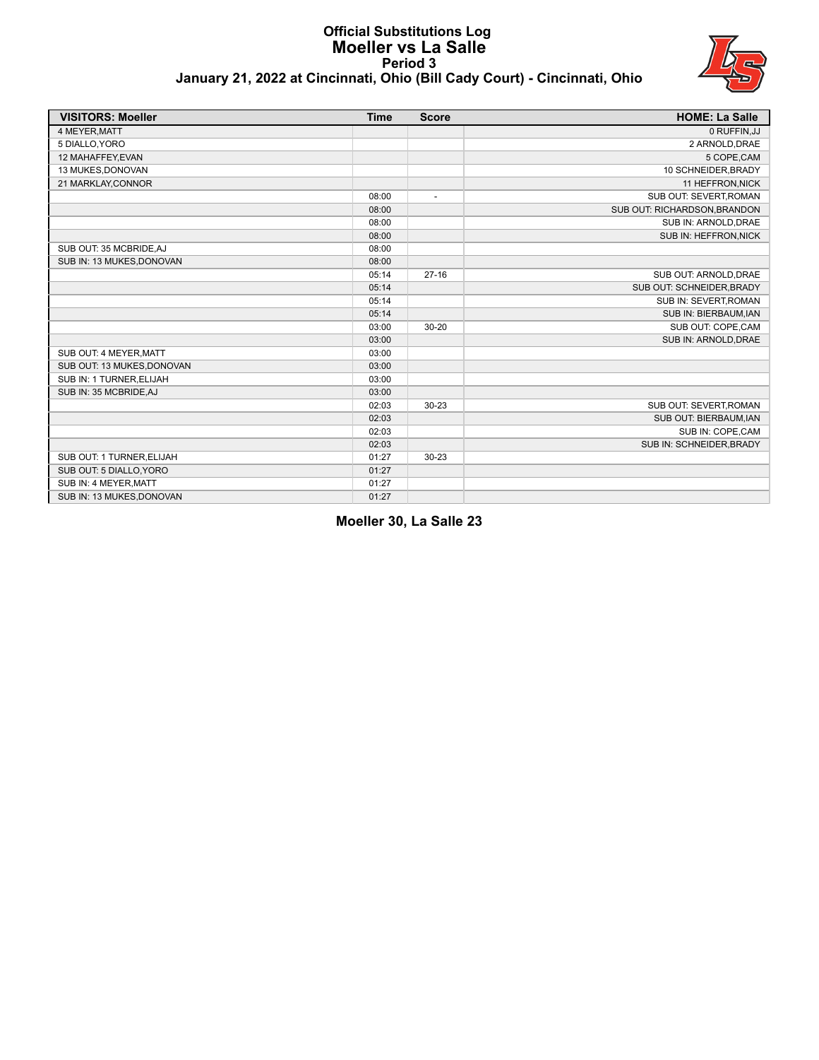# Official Substitutions Log
## Moeller vs La Salle
### Period 3
### January 21, 2022 at Cincinnati, Ohio (Bill Cady Court) - Cincinnati, Ohio

| VISITORS: Moeller | Time | Score | HOME: La Salle |
|---|---|---|---|
| 4 MEYER,MATT | | | 0 RUFFIN,JJ |
| 5 DIALLO,YORO | | | 2 ARNOLD,DRAE |
| 12 MAHAFFEY,EVAN | | | 5 COPE,CAM |
| 13 MUKES,DONOVAN | | | 10 SCHNEIDER,BRADY |
| 21 MARKLAY,CONNOR | | | 11 HEFFRON,NICK |
| | 08:00 | - | SUB OUT: SEVERT,ROMAN |
| | 08:00 | | SUB OUT: RICHARDSON,BRANDON |
| | 08:00 | | SUB IN: ARNOLD,DRAE |
| | 08:00 | | SUB IN: HEFFRON,NICK |
| SUB OUT: 35 MCBRIDE,AJ | 08:00 | | |
| SUB IN: 13 MUKES,DONOVAN | 08:00 | | |
| | 05:14 | 27-16 | SUB OUT: ARNOLD,DRAE |
| | 05:14 | | SUB OUT: SCHNEIDER,BRADY |
| | 05:14 | | SUB IN: SEVERT,ROMAN |
| | 05:14 | | SUB IN: BIERBAUM,IAN |
| | 03:00 | 30-20 | SUB OUT: COPE,CAM |
| | 03:00 | | SUB IN: ARNOLD,DRAE |
| SUB OUT: 4 MEYER,MATT | 03:00 | | |
| SUB OUT: 13 MUKES,DONOVAN | 03:00 | | |
| SUB IN: 1 TURNER,ELIJAH | 03:00 | | |
| SUB IN: 35 MCBRIDE,AJ | 03:00 | | |
| | 02:03 | 30-23 | SUB OUT: SEVERT,ROMAN |
| | 02:03 | | SUB OUT: BIERBAUM,IAN |
| | 02:03 | | SUB IN: COPE,CAM |
| | 02:03 | | SUB IN: SCHNEIDER,BRADY |
| SUB OUT: 1 TURNER,ELIJAH | 01:27 | 30-23 | |
| SUB OUT: 5 DIALLO,YORO | 01:27 | | |
| SUB IN: 4 MEYER,MATT | 01:27 | | |
| SUB IN: 13 MUKES,DONOVAN | 01:27 | | |

**Moeller 30, La Salle 23**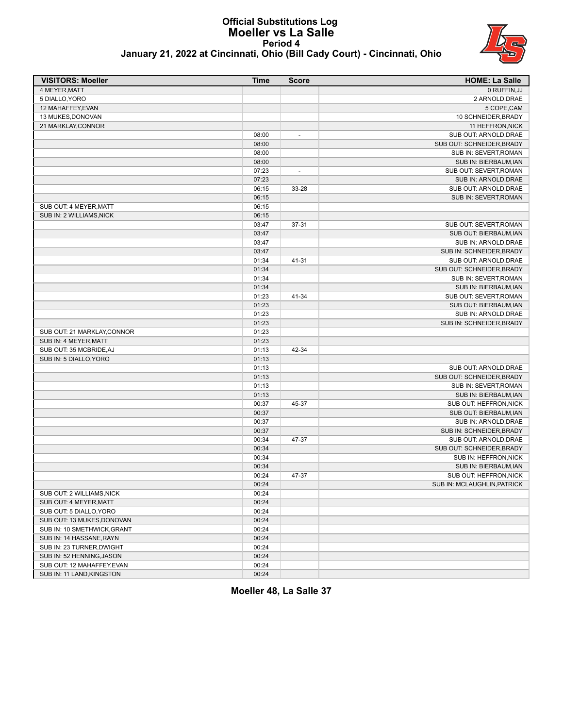# Official Substitutions Log
## Moeller vs La Salle
### Period 4
### January 21, 2022 at Cincinnati, Ohio (Bill Cady Court) - Cincinnati, Ohio

| VISITORS: Moeller | Time | Score | HOME: La Salle |
|---|---|---|---|
| 4 MEYER,MATT | | | 0 RUFFIN,JJ |
| 5 DIALLO,YORO | | | 2 ARNOLD,DRAE |
| 12 MAHAFFEY,EVAN | | | 5 COPE,CAM |
| 13 MUKES,DONOVAN | | | 10 SCHNEIDER,BRADY |
| 21 MARKLAY,CONNOR | | | 11 HEFFRON,NICK |
| | 08:00 | - | SUB OUT: ARNOLD,DRAE |
| | 08:00 | | SUB OUT: SCHNEIDER,BRADY |
| | 08:00 | | SUB IN: SEVERT,ROMAN |
| | 08:00 | | SUB IN: BIERBAUM,IAN |
| | 07:23 | - | SUB OUT: SEVERT,ROMAN |
| | 07:23 | | SUB IN: ARNOLD,DRAE |
| | 06:15 | 33-28 | SUB OUT: ARNOLD,DRAE |
| | 06:15 | | SUB IN: SEVERT,ROMAN |
| SUB OUT: 4 MEYER,MATT | 06:15 | | |
| SUB IN: 2 WILLIAMS,NICK | 06:15 | | |
| | 03:47 | 37-31 | SUB OUT: SEVERT,ROMAN |
| | 03:47 | | SUB OUT: BIERBAUM,IAN |
| | 03:47 | | SUB IN: ARNOLD,DRAE |
| | 03:47 | | SUB IN: SCHNEIDER,BRADY |
| | 01:34 | 41-31 | SUB OUT: ARNOLD,DRAE |
| | 01:34 | | SUB OUT: SCHNEIDER,BRADY |
| | 01:34 | | SUB IN: SEVERT,ROMAN |
| | 01:34 | | SUB IN: BIERBAUM,IAN |
| | 01:23 | 41-34 | SUB OUT: SEVERT,ROMAN |
| | 01:23 | | SUB OUT: BIERBAUM,IAN |
| | 01:23 | | SUB IN: ARNOLD,DRAE |
| | 01:23 | | SUB IN: SCHNEIDER,BRADY |
| SUB OUT: 21 MARKLAY,CONNOR | 01:23 | | |
| SUB IN: 4 MEYER,MATT | 01:23 | | |
| SUB OUT: 35 MCBRIDE,AJ | 01:13 | 42-34 | |
| SUB IN: 5 DIALLO,YORO | 01:13 | | |
| | 01:13 | | SUB OUT: ARNOLD,DRAE |
| | 01:13 | | SUB OUT: SCHNEIDER,BRADY |
| | 01:13 | | SUB IN: SEVERT,ROMAN |
| | 01:13 | | SUB IN: BIERBAUM,IAN |
| | 00:37 | 45-37 | SUB OUT: HEFFRON,NICK |
| | 00:37 | | SUB OUT: BIERBAUM,IAN |
| | 00:37 | | SUB IN: ARNOLD,DRAE |
| | 00:37 | | SUB IN: SCHNEIDER,BRADY |
| | 00:34 | 47-37 | SUB OUT: ARNOLD,DRAE |
| | 00:34 | | SUB OUT: SCHNEIDER,BRADY |
| | 00:34 | | SUB IN: HEFFRON,NICK |
| | 00:34 | | SUB IN: BIERBAUM,IAN |
| | 00:24 | 47-37 | SUB OUT: HEFFRON,NICK |
| | 00:24 | | SUB IN: MCLAUGHLIN,PATRICK |
| SUB OUT: 2 WILLIAMS,NICK | 00:24 | | |
| SUB OUT: 4 MEYER,MATT | 00:24 | | |
| SUB OUT: 5 DIALLO,YORO | 00:24 | | |
| SUB OUT: 13 MUKES,DONOVAN | 00:24 | | |
| SUB IN: 10 SMETHWICK,GRANT | 00:24 | | |
| SUB IN: 14 HASSANE,RAYN | 00:24 | | |
| SUB IN: 23 TURNER,DWIGHT | 00:24 | | |
| SUB IN: 52 HENNING,JASON | 00:24 | | |
| SUB OUT: 12 MAHAFFEY,EVAN | 00:24 | | |
| SUB IN: 11 LAND,KINGSTON | 00:24 | | |

**Moeller 48, La Salle 37**